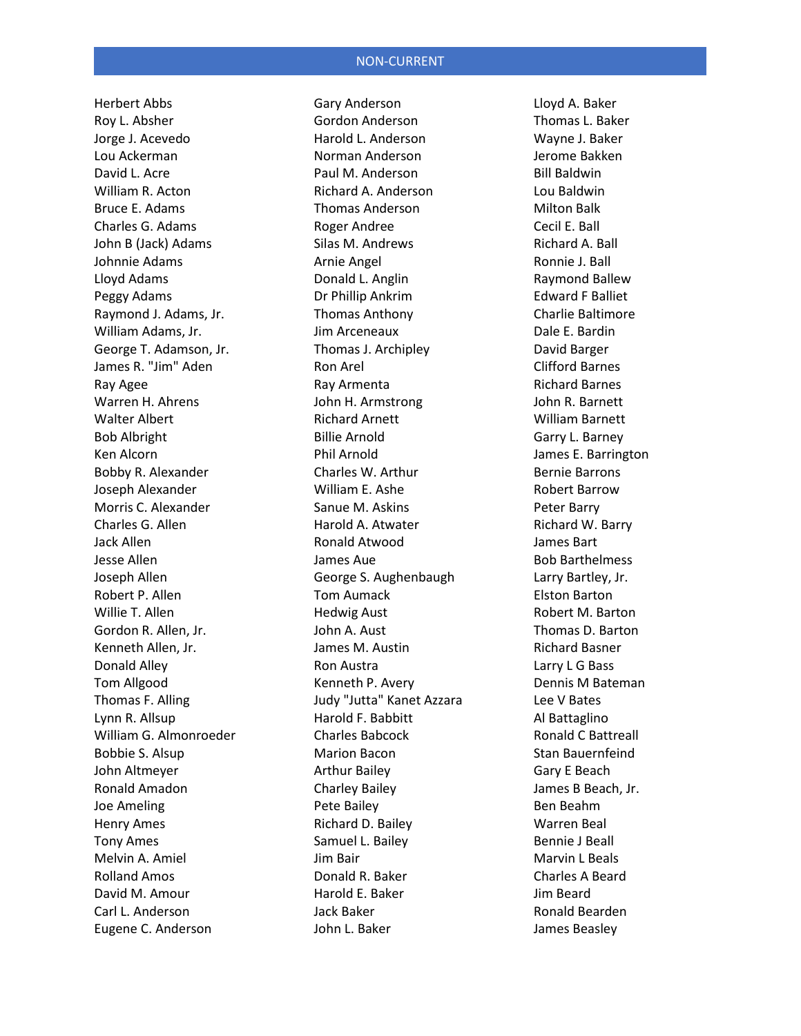# NON-CURRENT

Herbert Abbs
Roy L. Absher
Jorge J. Acevedo
Lou Ackerman
David L. Acre
William R. Acton
Bruce E. Adams
Charles G. Adams
John B (Jack) Adams
Johnnie Adams
Lloyd Adams
Peggy Adams
Raymond J. Adams, Jr.
William Adams, Jr.
George T. Adamson, Jr.
James R. "Jim" Aden
Ray Agee
Warren H. Ahrens
Walter Albert
Bob Albright
Ken Alcorn
Bobby R. Alexander
Joseph Alexander
Morris C. Alexander
Charles G. Allen
Jack Allen
Jesse Allen
Joseph Allen
Robert P. Allen
Willie T. Allen
Gordon R. Allen, Jr.
Kenneth Allen, Jr.
Donald Alley
Tom Allgood
Thomas F. Alling
Lynn R. Allsup
William G. Almonroeder
Bobbie S. Alsup
John Altmeyer
Ronald Amadon
Joe Ameling
Henry Ames
Tony Ames
Melvin A. Amiel
Rolland Amos
David M. Amour
Carl L. Anderson
Eugene C. Anderson
Gary Anderson
Gordon Anderson
Harold L. Anderson
Norman Anderson
Paul M. Anderson
Richard A. Anderson
Thomas Anderson
Roger Andree
Silas M. Andrews
Arnie Angel
Donald L. Anglin
Dr Phillip Ankrim
Thomas Anthony
Jim Arceneaux
Thomas J. Archipley
Ron Arel
Ray Armenta
John H. Armstrong
Richard Arnett
Billie Arnold
Phil Arnold
Charles W. Arthur
William E. Ashe
Sanue M. Askins
Harold A. Atwater
Ronald Atwood
James Aue
George S. Aughenbaugh
Tom Aumack
Hedwig Aust
John A. Aust
James M. Austin
Ron Austra
Kenneth P. Avery
Judy "Jutta" Kanet Azzara
Harold F. Babbitt
Charles Babcock
Marion Bacon
Arthur Bailey
Charley Bailey
Pete Bailey
Richard D. Bailey
Samuel L. Bailey
Jim Bair
Donald R. Baker
Harold E. Baker
Jack Baker
John L. Baker
Lloyd A. Baker
Thomas L. Baker
Wayne J. Baker
Jerome Bakken
Bill Baldwin
Lou Baldwin
Milton Balk
Cecil E. Ball
Richard A. Ball
Ronnie J. Ball
Raymond Ballew
Edward F Balliet
Charlie Baltimore
Dale E. Bardin
David Barger
Clifford Barnes
Richard Barnes
John R. Barnett
William Barnett
Garry L. Barney
James E. Barrington
Bernie Barrons
Robert Barrow
Peter Barry
Richard W. Barry
James Bart
Bob Barthelmess
Larry Bartley, Jr.
Elston Barton
Robert M. Barton
Thomas D. Barton
Richard Basner
Larry L G Bass
Dennis M Bateman
Lee V Bates
Al Battaglino
Ronald C Battreall
Stan Bauernfeind
Gary E Beach
James B Beach, Jr.
Ben Beahm
Warren Beal
Bennie J Beall
Marvin L Beals
Charles A Beard
Jim Beard
Ronald Bearden
James Beasley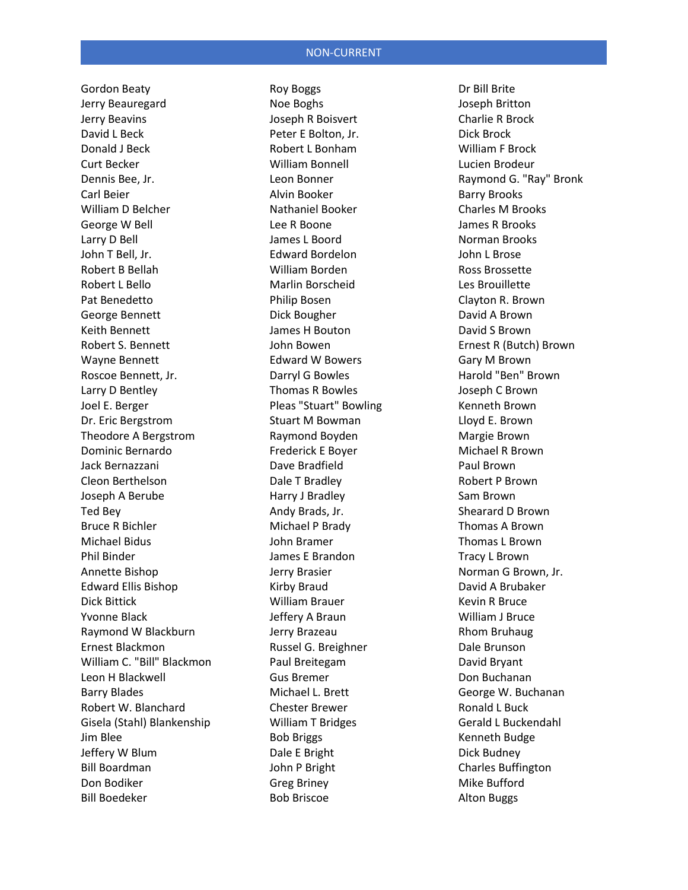## NON-CURRENT

Gordon Beaty
Jerry Beauregard
Jerry Beavins
David L Beck
Donald J Beck
Curt Becker
Dennis Bee, Jr.
Carl Beier
William D Belcher
George W Bell
Larry D Bell
John T Bell, Jr.
Robert B Bellah
Robert L Bello
Pat Benedetto
George Bennett
Keith Bennett
Robert S. Bennett
Wayne Bennett
Roscoe Bennett, Jr.
Larry D Bentley
Joel E. Berger
Dr. Eric Bergstrom
Theodore A Bergstrom
Dominic Bernardo
Jack Bernazzani
Cleon Berthelson
Joseph A Berube
Ted Bey
Bruce R Bichler
Michael Bidus
Phil Binder
Annette Bishop
Edward Ellis Bishop
Dick Bittick
Yvonne Black
Raymond W Blackburn
Ernest Blackmon
William C. "Bill" Blackmon
Leon H Blackwell
Barry Blades
Robert W. Blanchard
Gisela (Stahl) Blankenship
Jim Blee
Jeffery W Blum
Bill Boardman
Don Bodiker
Bill Boedeker

Roy Boggs
Noe Boghs
Joseph R Boisvert
Peter E Bolton, Jr.
Robert L Bonham
William Bonnell
Leon Bonner
Alvin Booker
Nathaniel Booker
Lee R Boone
James L Boord
Edward Bordelon
William Borden
Marlin Borscheid
Philip Bosen
Dick Bougher
James H Bouton
John Bowen
Edward W Bowers
Darryl G Bowles
Thomas R Bowles
Pleas "Stuart" Bowling
Stuart M Bowman
Raymond Boyden
Frederick E Boyer
Dave Bradfield
Dale T Bradley
Harry J Bradley
Andy Brads, Jr.
Michael P Brady
John Bramer
James E Brandon
Jerry Brasier
Kirby Braud
William Brauer
Jeffery A Braun
Jerry Brazeau
Russel G. Breighner
Paul Breitegam
Gus Bremer
Michael L. Brett
Chester Brewer
William T Bridges
Bob Briggs
Dale E Bright
John P Bright
Greg Briney
Bob Briscoe

Dr Bill Brite
Joseph Britton
Charlie R Brock
Dick Brock
William F Brock
Lucien Brodeur
Raymond G. "Ray" Bronk
Barry Brooks
Charles M Brooks
James R Brooks
Norman Brooks
John L Brose
Ross Brossette
Les Brouillette
Clayton R. Brown
David A Brown
David S Brown
Ernest R (Butch) Brown
Gary M Brown
Harold "Ben" Brown
Joseph C Brown
Kenneth Brown
Lloyd E. Brown
Margie Brown
Michael R Brown
Paul Brown
Robert P Brown
Sam Brown
Shearard D Brown
Thomas A Brown
Thomas L Brown
Tracy L Brown
Norman G Brown, Jr.
David A Brubaker
Kevin R Bruce
William J Bruce
Rhom Bruhaug
Dale Brunson
David Bryant
Don Buchanan
George W. Buchanan
Ronald L Buck
Gerald L Buckendahl
Kenneth Budge
Dick Budney
Charles Buffington
Mike Bufford
Alton Buggs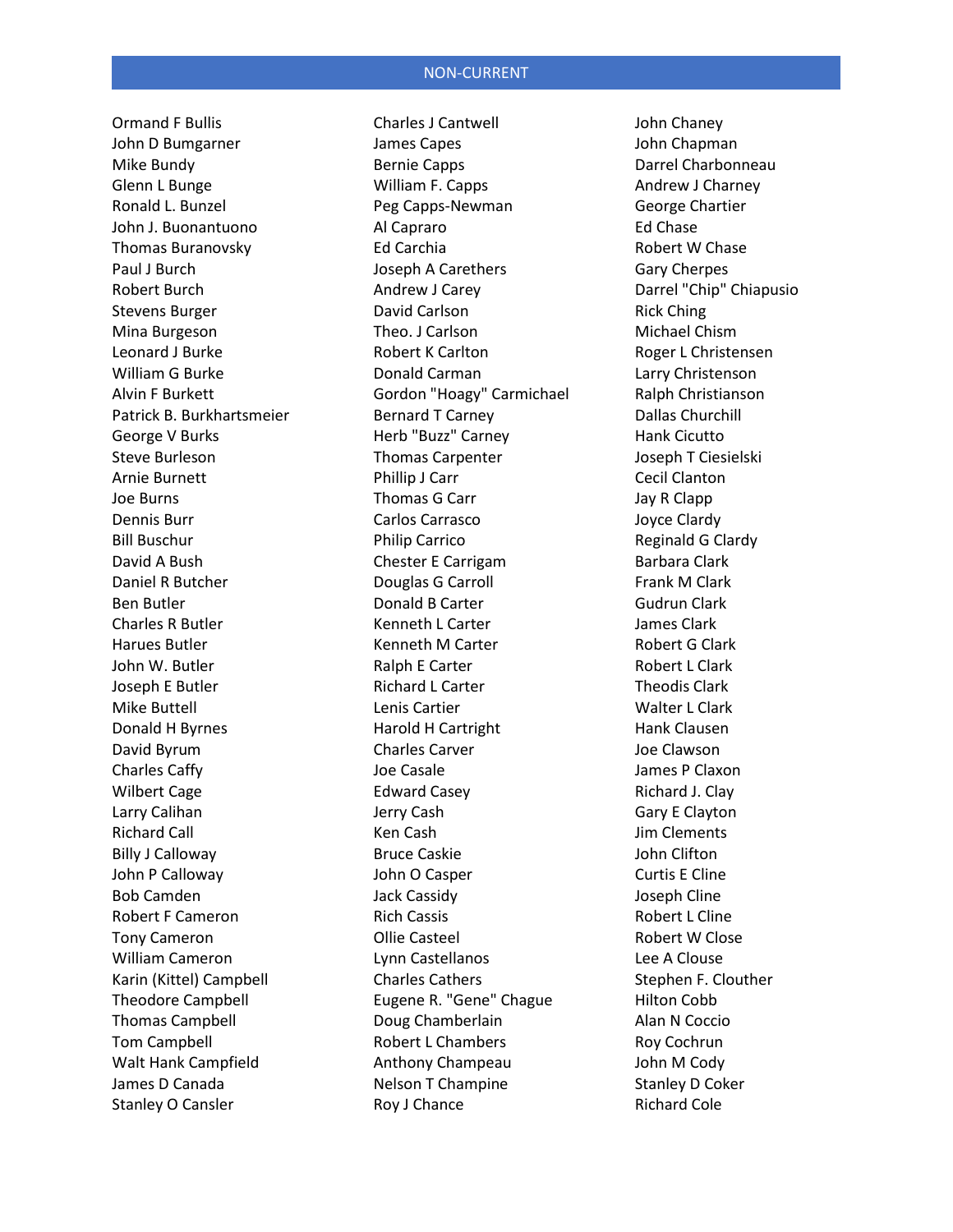## NON-CURRENT

Ormand F Bullis
John D Bumgarner
Mike Bundy
Glenn L Bunge
Ronald L. Bunzel
John J. Buonantuono
Thomas Buranovsky
Paul J Burch
Robert Burch
Stevens Burger
Mina Burgeson
Leonard J Burke
William G Burke
Alvin F Burkett
Patrick B. Burkhartsmeier
George V Burks
Steve Burleson
Arnie Burnett
Joe Burns
Dennis Burr
Bill Buschur
David A Bush
Daniel R Butcher
Ben Butler
Charles R Butler
Harues Butler
John W. Butler
Joseph E Butler
Mike Buttell
Donald H Byrnes
David Byrum
Charles Caffy
Wilbert Cage
Larry Calihan
Richard Call
Billy J Calloway
John P Calloway
Bob Camden
Robert F Cameron
Tony Cameron
William Cameron
Karin (Kittel) Campbell
Theodore Campbell
Thomas Campbell
Tom Campbell
Walt Hank Campfield
James D Canada
Stanley O Cansler

Charles J Cantwell
James Capes
Bernie Capps
William F. Capps
Peg Capps-Newman
Al Capraro
Ed Carchia
Joseph A Carethers
Andrew J Carey
David Carlson
Theo. J Carlson
Robert K Carlton
Donald Carman
Gordon "Hoagy" Carmichael
Bernard T Carney
Herb "Buzz" Carney
Thomas Carpenter
Phillip J Carr
Thomas G Carr
Carlos Carrasco
Philip Carrico
Chester E Carrigam
Douglas G Carroll
Donald B Carter
Kenneth L Carter
Kenneth M Carter
Ralph E Carter
Richard L Carter
Lenis Cartier
Harold H Cartright
Charles Carver
Joe Casale
Edward Casey
Jerry Cash
Ken Cash
Bruce Caskie
John O Casper
Jack Cassidy
Rich Cassis
Ollie Casteel
Lynn Castellanos
Charles Cathers
Eugene R. "Gene" Chague
Doug Chamberlain
Robert L Chambers
Anthony Champeau
Nelson T Champine
Roy J Chance

John Chaney
John Chapman
Darrel Charbonneau
Andrew J Charney
George Chartier
Ed Chase
Robert W Chase
Gary Cherpes
Darrel "Chip" Chiapusio
Rick Ching
Michael Chism
Roger L Christensen
Larry Christenson
Ralph Christianson
Dallas Churchill
Hank Cicutto
Joseph T Ciesielski
Cecil Clanton
Jay R Clapp
Joyce Clardy
Reginald G Clardy
Barbara Clark
Frank M Clark
Gudrun Clark
James Clark
Robert G Clark
Robert L Clark
Theodis Clark
Walter L Clark
Hank Clausen
Joe Clawson
James P Claxon
Richard J. Clay
Gary E Clayton
Jim Clements
John Clifton
Curtis E Cline
Joseph Cline
Robert L Cline
Robert W Close
Lee A Clouse
Stephen F. Clouther
Hilton Cobb
Alan N Coccio
Roy Cochrun
John M Cody
Stanley D Coker
Richard Cole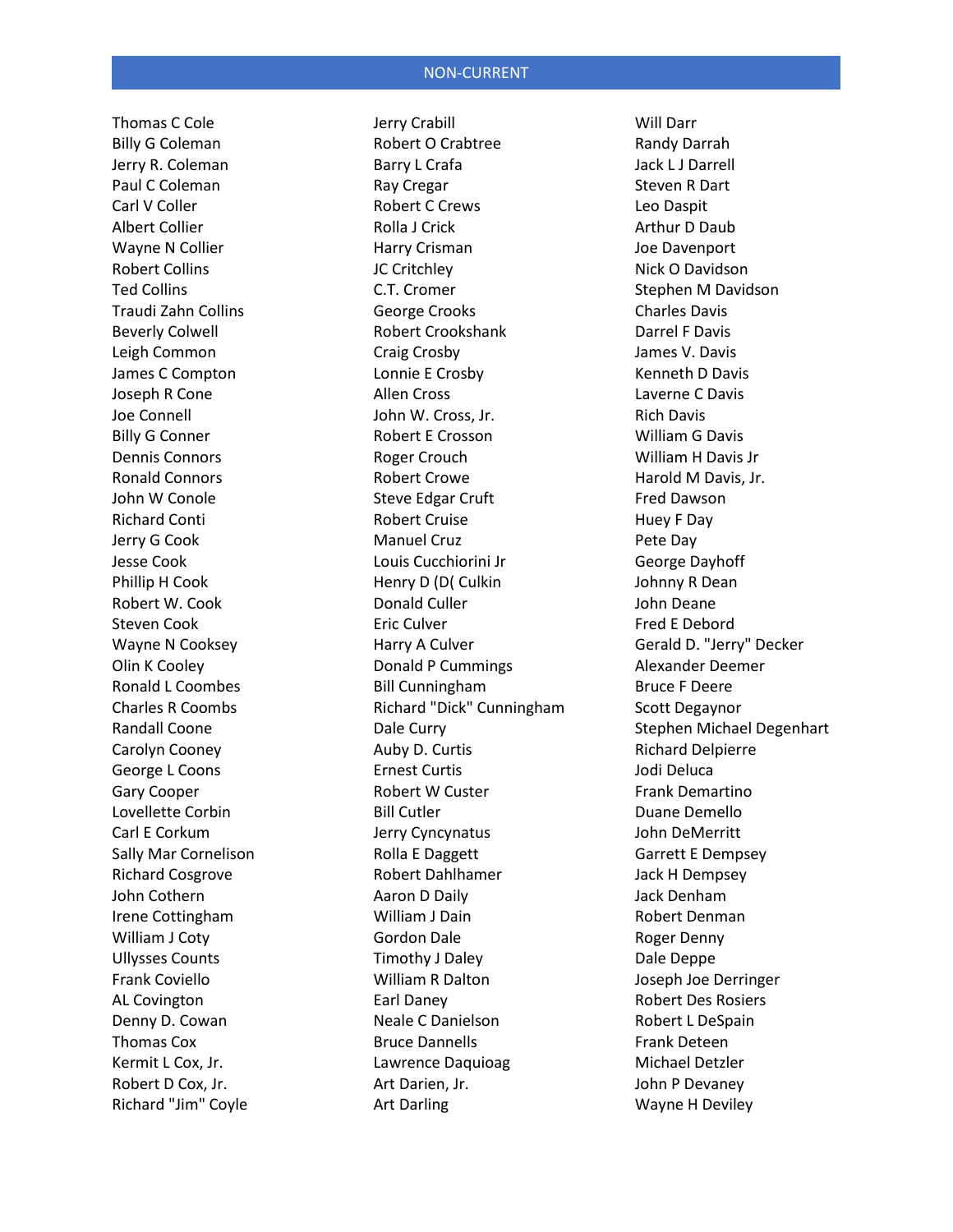## NON-CURRENT

Thomas C Cole
Billy G Coleman
Jerry R. Coleman
Paul C Coleman
Carl V Coller
Albert Collier
Wayne N Collier
Robert Collins
Ted Collins
Traudi Zahn Collins
Beverly Colwell
Leigh Common
James C Compton
Joseph R Cone
Joe Connell
Billy G Conner
Dennis Connors
Ronald Connors
John W Conole
Richard Conti
Jerry G Cook
Jesse Cook
Phillip H Cook
Robert W. Cook
Steven Cook
Wayne N Cooksey
Olin K Cooley
Ronald L Coombes
Charles R Coombs
Randall Coone
Carolyn Cooney
George L Coons
Gary Cooper
Lovellette Corbin
Carl E Corkum
Sally Mar Cornelison
Richard Cosgrove
John Cothern
Irene Cottingham
William J Coty
Ullysses Counts
Frank Coviello
AL Covington
Denny D. Cowan
Thomas Cox
Kermit L Cox, Jr.
Robert D Cox, Jr.
Richard "Jim" Coyle
Jerry Crabill
Robert O Crabtree
Barry L Crafa
Ray Cregar
Robert C Crews
Rolla J Crick
Harry Crisman
JC Critchley
C.T. Cromer
George Crooks
Robert Crookshank
Craig Crosby
Lonnie E Crosby
Allen Cross
John W. Cross, Jr.
Robert E Crosson
Roger Crouch
Robert Crowe
Steve Edgar Cruft
Robert Cruise
Manuel Cruz
Louis Cucchiorini Jr
Henry D (D( Culkin
Donald Culler
Eric Culver
Harry A Culver
Donald P Cummings
Bill Cunningham
Richard "Dick" Cunningham
Dale Curry
Auby D. Curtis
Ernest Curtis
Robert W Custer
Bill Cutler
Jerry Cyncynatus
Rolla E Daggett
Robert Dahlhamer
Aaron D Daily
William J Dain
Gordon Dale
Timothy J Daley
William R Dalton
Earl Daney
Neale C Danielson
Bruce Dannells
Lawrence Daquioag
Art Darien, Jr.
Art Darling
Will Darr
Randy Darrah
Jack L J Darrell
Steven R Dart
Leo Daspit
Arthur D Daub
Joe Davenport
Nick O Davidson
Stephen M Davidson
Charles Davis
Darrel F Davis
James V. Davis
Kenneth D Davis
Laverne C Davis
Rich Davis
William G Davis
William H Davis Jr
Harold M Davis, Jr.
Fred Dawson
Huey F Day
Pete Day
George Dayhoff
Johnny R Dean
John Deane
Fred E Debord
Gerald D. "Jerry" Decker
Alexander Deemer
Bruce F Deere
Scott Degaynor
Stephen Michael Degenhart
Richard Delpierre
Jodi Deluca
Frank Demartino
Duane Demello
John DeMerritt
Garrett E Dempsey
Jack H Dempsey
Jack Denham
Robert Denman
Roger Denny
Dale Deppe
Joseph Joe Derringer
Robert Des Rosiers
Robert L DeSpain
Frank Deteen
Michael Detzler
John P Devaney
Wayne H Deviley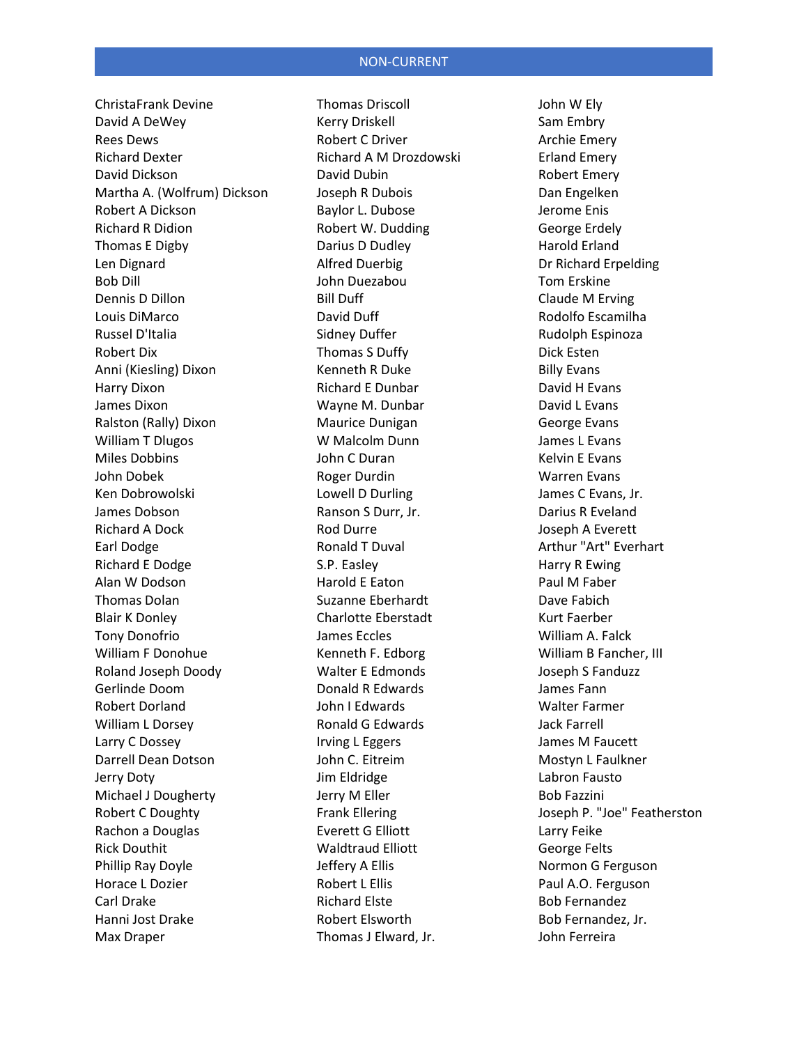## NON-CURRENT

ChristaFrank Devine
David A DeWey
Rees Dews
Richard Dexter
David Dickson
Martha A. (Wolfrum) Dickson
Robert A Dickson
Richard R Didion
Thomas E Digby
Len Dignard
Bob Dill
Dennis D Dillon
Louis DiMarco
Russel D'Italia
Robert Dix
Anni (Kiesling) Dixon
Harry Dixon
James Dixon
Ralston (Rally) Dixon
William T Dlugos
Miles Dobbins
John Dobek
Ken Dobrowolski
James Dobson
Richard A Dock
Earl Dodge
Richard E Dodge
Alan W Dodson
Thomas Dolan
Blair K Donley
Tony Donofrio
William F Donohue
Roland Joseph Doody
Gerlinde Doom
Robert Dorland
William L Dorsey
Larry C Dossey
Darrell Dean Dotson
Jerry Doty
Michael J Dougherty
Robert C Doughty
Rachon a Douglas
Rick Douthit
Phillip Ray Doyle
Horace L Dozier
Carl Drake
Hanni Jost Drake
Max Draper
Thomas Driscoll
Kerry Driskell
Robert C Driver
Richard A M Drozdowski
David Dubin
Joseph R Dubois
Baylor L. Dubose
Robert W. Dudding
Darius D Dudley
Alfred Duerbig
John Duezabou
Bill Duff
David Duff
Sidney Duffer
Thomas S Duffy
Kenneth R Duke
Richard E Dunbar
Wayne M. Dunbar
Maurice Dunigan
W Malcolm Dunn
John C Duran
Roger Durdin
Lowell D Durling
Ranson S Durr, Jr.
Rod Durre
Ronald T Duval
S.P. Easley
Harold E Eaton
Suzanne Eberhardt
Charlotte Eberstadt
James Eccles
Kenneth F. Edborg
Walter E Edmonds
Donald R Edwards
John I Edwards
Ronald G Edwards
Irving L Eggers
John C. Eitreim
Jim Eldridge
Jerry M Eller
Frank Ellering
Everett G Elliott
Waldtraud Elliott
Jeffery A Ellis
Robert L Ellis
Richard Elste
Robert Elsworth
Thomas J Elward, Jr.
John W Ely
Sam Embry
Archie Emery
Erland Emery
Robert Emery
Dan Engelken
Jerome Enis
George Erdely
Harold Erland
Dr Richard Erpelding
Tom Erskine
Claude M Erving
Rodolfo Escamilha
Rudolph Espinoza
Dick Esten
Billy Evans
David H Evans
David L Evans
George Evans
James L Evans
Kelvin E Evans
Warren Evans
James C Evans, Jr.
Darius R Eveland
Joseph A Everett
Arthur "Art" Everhart
Harry R Ewing
Paul M Faber
Dave Fabich
Kurt Faerber
William A. Falck
William B Fancher, III
Joseph S Fanduzz
James Fann
Walter Farmer
Jack Farrell
James M Faucett
Mostyn L Faulkner
Labron Fausto
Bob Fazzini
Joseph P. "Joe" Featherston
Larry Feike
George Felts
Normon G Ferguson
Paul A.O. Ferguson
Bob Fernandez
Bob Fernandez, Jr.
John Ferreira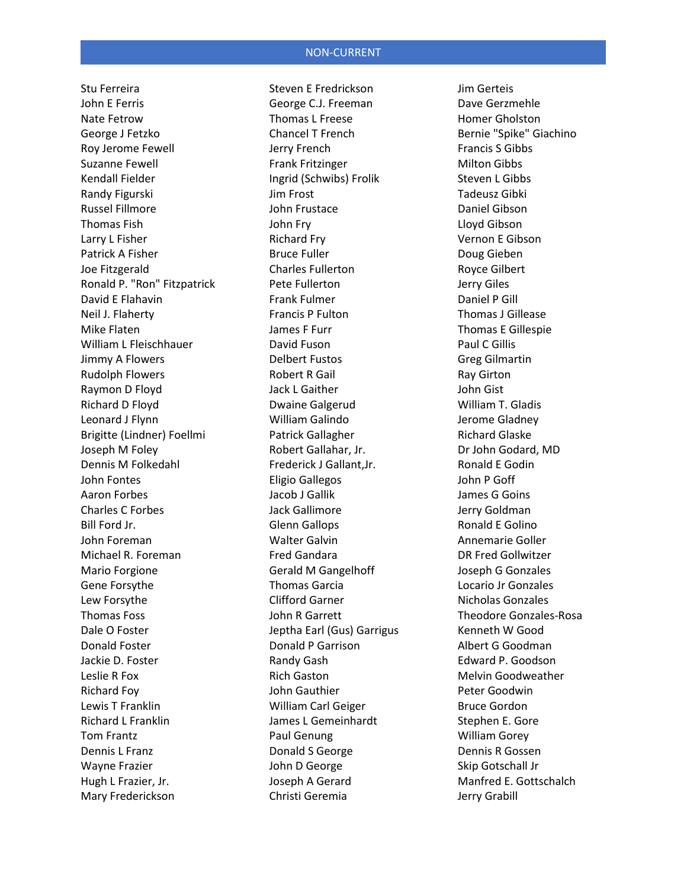## NON-CURRENT

Stu Ferreira
John E Ferris
Nate Fetrow
George J Fetzko
Roy Jerome Fewell
Suzanne Fewell
Kendall Fielder
Randy Figurski
Russel Fillmore
Thomas Fish
Larry L Fisher
Patrick A Fisher
Joe Fitzgerald
Ronald P. "Ron" Fitzpatrick
David E Flahavin
Neil J. Flaherty
Mike Flaten
William L Fleischhauer
Jimmy A Flowers
Rudolph Flowers
Raymon D Floyd
Richard D Floyd
Leonard J Flynn
Brigitte (Lindner) Foellmi
Joseph M Foley
Dennis M Folkedahl
John Fontes
Aaron Forbes
Charles C Forbes
Bill Ford Jr.
John Foreman
Michael R. Foreman
Mario Forgione
Gene Forsythe
Lew Forsythe
Thomas Foss
Dale O Foster
Donald Foster
Jackie D. Foster
Leslie R Fox
Richard Foy
Lewis T Franklin
Richard L Franklin
Tom Frantz
Dennis L Franz
Wayne Frazier
Hugh L Frazier, Jr.
Mary Frederickson
Steven E Fredrickson
George C.J. Freeman
Thomas L Freese
Chancel T French
Jerry French
Frank Fritzinger
Ingrid (Schwibs) Frolik
Jim Frost
John Frustace
John Fry
Richard Fry
Bruce Fuller
Charles Fullerton
Pete Fullerton
Frank Fulmer
Francis P Fulton
James F Furr
David Fuson
Delbert Fustos
Robert R Gail
Jack L Gaither
Dwaine Galgerud
William Galindo
Patrick Gallagher
Robert Gallahar, Jr.
Frederick J Gallant,Jr.
Eligio Gallegos
Jacob J Gallik
Jack Gallimore
Glenn Gallops
Walter Galvin
Fred Gandara
Gerald M Gangelhoff
Thomas Garcia
Clifford Garner
John R Garrett
Jeptha Earl (Gus) Garrigus
Donald P Garrison
Randy Gash
Rich Gaston
John Gauthier
William Carl Geiger
James L Gemeinhardt
Paul Genung
Donald S George
John D George
Joseph A Gerard
Christi Geremia
Jim Gerteis
Dave Gerzmehle
Homer Gholston
Bernie "Spike" Giachino
Francis S Gibbs
Milton Gibbs
Steven L Gibbs
Tadeusz Gibki
Daniel Gibson
Lloyd Gibson
Vernon E Gibson
Doug Gieben
Royce Gilbert
Jerry Giles
Daniel P Gill
Thomas J Gillease
Thomas E Gillespie
Paul C Gillis
Greg Gilmartin
Ray Girton
John Gist
William T. Gladis
Jerome Gladney
Richard Glaske
Dr John Godard, MD
Ronald E Godin
John P Goff
James G Goins
Jerry Goldman
Ronald E Golino
Annemarie Goller
DR Fred Gollwitzer
Joseph G Gonzales
Locario Jr Gonzales
Nicholas Gonzales
Theodore Gonzales-Rosa
Kenneth W Good
Albert G Goodman
Edward P. Goodson
Melvin Goodweather
Peter Goodwin
Bruce Gordon
Stephen E. Gore
William Gorey
Dennis R Gossen
Skip Gotschall Jr
Manfred E. Gottschalch
Jerry Grabill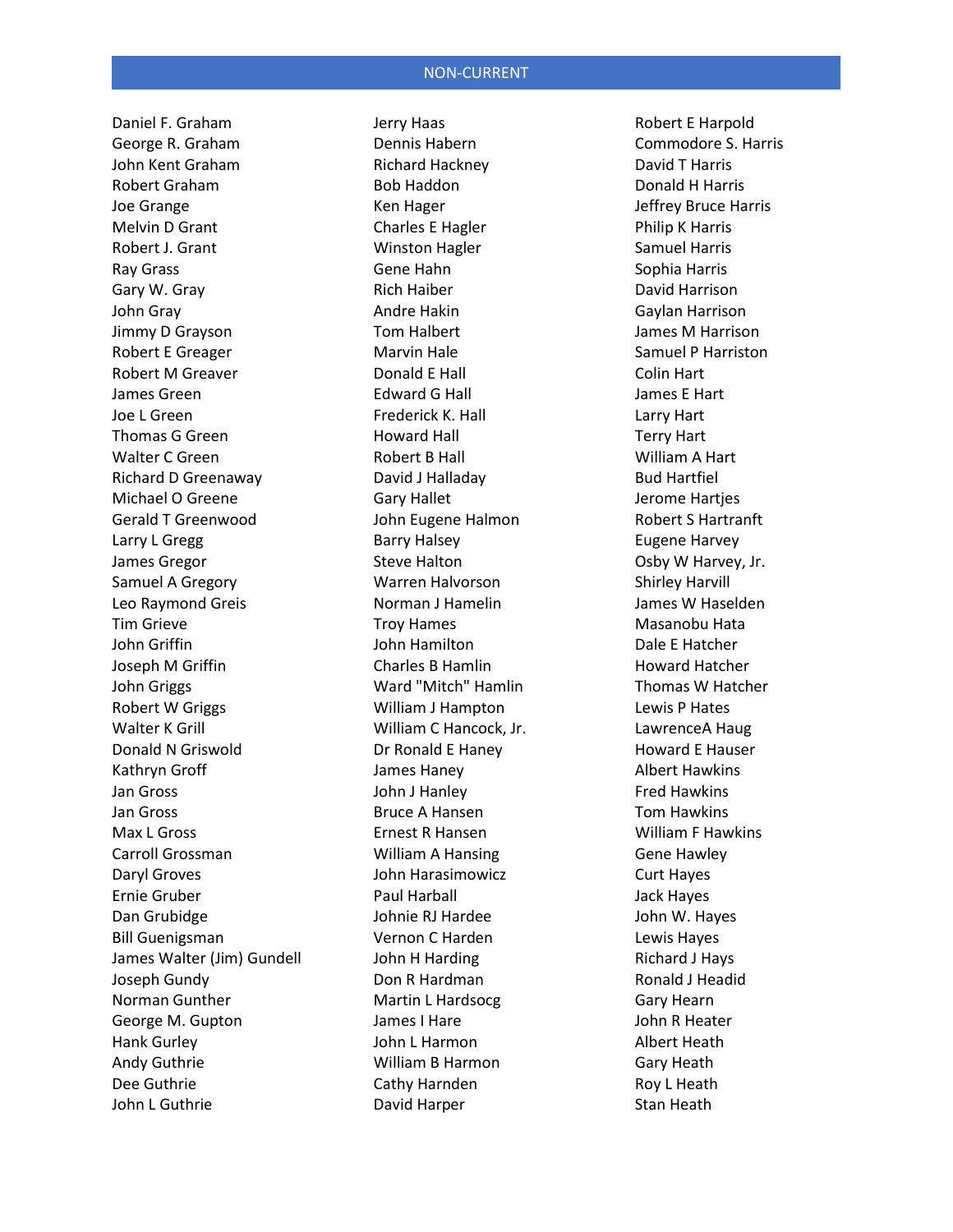## NON-CURRENT

Daniel F. Graham
George R. Graham
John Kent Graham
Robert Graham
Joe Grange
Melvin D Grant
Robert J. Grant
Ray Grass
Gary W. Gray
John Gray
Jimmy D Grayson
Robert E Greager
Robert M Greaver
James Green
Joe L Green
Thomas G Green
Walter C Green
Richard D Greenaway
Michael O Greene
Gerald T Greenwood
Larry L Gregg
James Gregor
Samuel A Gregory
Leo Raymond Greis
Tim Grieve
John Griffin
Joseph M Griffin
John Griggs
Robert W Griggs
Walter K Grill
Donald N Griswold
Kathryn Groff
Jan Gross
Jan Gross
Max L Gross
Carroll Grossman
Daryl Groves
Ernie Gruber
Dan Grubidge
Bill Guenigsman
James Walter (Jim) Gundell
Joseph Gundy
Norman Gunther
George M. Gupton
Hank Gurley
Andy Guthrie
Dee Guthrie
John L Guthrie

Jerry Haas
Dennis Habern
Richard Hackney
Bob Haddon
Ken Hager
Charles E Hagler
Winston Hagler
Gene Hahn
Rich Haiber
Andre Hakin
Tom Halbert
Marvin Hale
Donald E Hall
Edward G Hall
Frederick K. Hall
Howard Hall
Robert B Hall
David J Halladay
Gary Hallet
John Eugene Halmon
Barry Halsey
Steve Halton
Warren Halvorson
Norman J Hamelin
Troy Hames
John Hamilton
Charles B Hamlin
Ward "Mitch" Hamlin
William J Hampton
William C Hancock, Jr.
Dr Ronald E Haney
James Haney
John J Hanley
Bruce A Hansen
Ernest R Hansen
William A Hansing
John Harasimowicz
Paul Harball
Johnie RJ Hardee
Vernon C Harden
John H Harding
Don R Hardman
Martin L Hardsocg
James I Hare
John L Harmon
William B Harmon
Cathy Harnden
David Harper

Robert E Harpold
Commodore S. Harris
David T Harris
Donald H Harris
Jeffrey Bruce Harris
Philip K Harris
Samuel Harris
Sophia Harris
David Harrison
Gaylan Harrison
James M Harrison
Samuel P Harriston
Colin Hart
James E Hart
Larry Hart
Terry Hart
William A Hart
Bud Hartfiel
Jerome Hartjes
Robert S Hartranft
Eugene Harvey
Osby W Harvey, Jr.
Shirley Harvill
James W Haselden
Masanobu Hata
Dale E Hatcher
Howard Hatcher
Thomas W Hatcher
Lewis P Hates
LawrenceA Haug
Howard E Hauser
Albert Hawkins
Fred Hawkins
Tom Hawkins
William F Hawkins
Gene Hawley
Curt Hayes
Jack Hayes
John W. Hayes
Lewis Hayes
Richard J Hays
Ronald J Headid
Gary Hearn
John R Heater
Albert Heath
Gary Heath
Roy L Heath
Stan Heath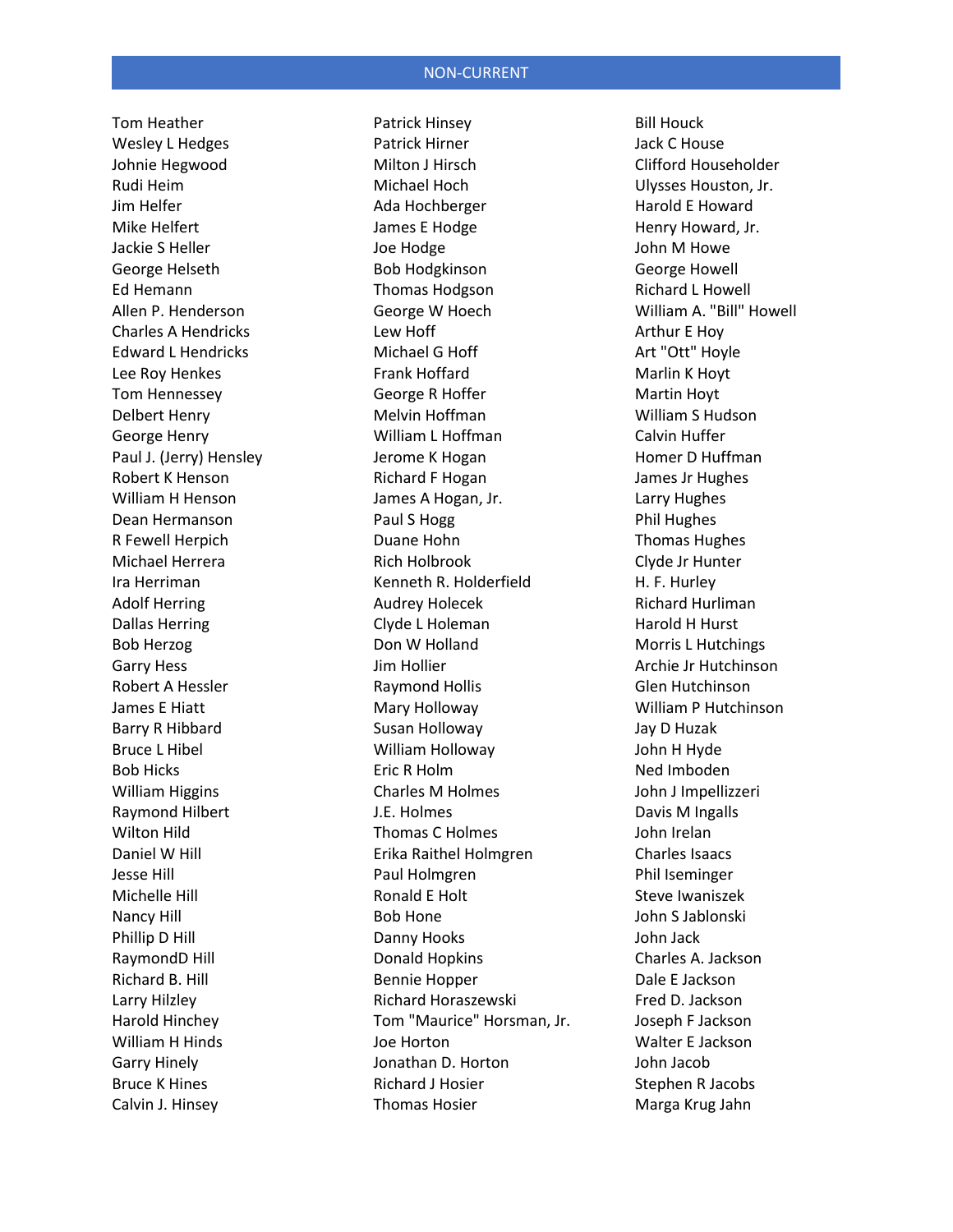## NON-CURRENT

Tom Heather
Wesley L Hedges
Johnie Hegwood
Rudi Heim
Jim Helfer
Mike Helfert
Jackie S Heller
George Helseth
Ed Hemann
Allen P. Henderson
Charles A Hendricks
Edward L Hendricks
Lee Roy Henkes
Tom Hennessey
Delbert Henry
George Henry
Paul J. (Jerry) Hensley
Robert K Henson
William H Henson
Dean Hermanson
R Fewell Herpich
Michael Herrera
Ira Herriman
Adolf Herring
Dallas Herring
Bob Herzog
Garry Hess
Robert A Hessler
James E Hiatt
Barry R Hibbard
Bruce L Hibel
Bob Hicks
William Higgins
Raymond Hilbert
Wilton Hild
Daniel W Hill
Jesse Hill
Michelle Hill
Nancy Hill
Phillip D Hill
RaymondD Hill
Richard B. Hill
Larry Hilzley
Harold Hinchey
William H Hinds
Garry Hinely
Bruce K Hines
Calvin J. Hinsey
Patrick Hinsey
Patrick Hirner
Milton J Hirsch
Michael Hoch
Ada Hochberger
James E Hodge
Joe Hodge
Bob Hodgkinson
Thomas Hodgson
George W Hoech
Lew Hoff
Michael G Hoff
Frank Hoffard
George R Hoffer
Melvin Hoffman
William L Hoffman
Jerome K Hogan
Richard F Hogan
James A Hogan, Jr.
Paul S Hogg
Duane Hohn
Rich Holbrook
Kenneth R. Holderfield
Audrey Holecek
Clyde L Holeman
Don W Holland
Jim Hollier
Raymond Hollis
Mary Holloway
Susan Holloway
William Holloway
Eric R Holm
Charles M Holmes
J.E. Holmes
Thomas C Holmes
Erika Raithel Holmgren
Paul Holmgren
Ronald E Holt
Bob Hone
Danny Hooks
Donald Hopkins
Bennie Hopper
Richard Horaszewski
Tom "Maurice" Horsman, Jr.
Joe Horton
Jonathan D. Horton
Richard J Hosier
Thomas Hosier
Bill Houck
Jack C House
Clifford Householder
Ulysses Houston, Jr.
Harold E Howard
Henry Howard, Jr.
John M Howe
George Howell
Richard L Howell
William A. "Bill" Howell
Arthur E Hoy
Art "Ott" Hoyle
Marlin K Hoyt
Martin Hoyt
William S Hudson
Calvin Huffer
Homer D Huffman
James Jr Hughes
Larry Hughes
Phil Hughes
Thomas Hughes
Clyde Jr Hunter
H. F. Hurley
Richard Hurliman
Harold H Hurst
Morris L Hutchings
Archie Jr Hutchinson
Glen Hutchinson
William P Hutchinson
Jay D Huzak
John H Hyde
Ned Imboden
John J Impellizzeri
Davis M Ingalls
John Irelan
Charles Isaacs
Phil Iseminger
Steve Iwaniszek
John S Jablonski
John Jack
Charles A. Jackson
Dale E Jackson
Fred D. Jackson
Joseph F Jackson
Walter E Jackson
John Jacob
Stephen R Jacobs
Marga Krug Jahn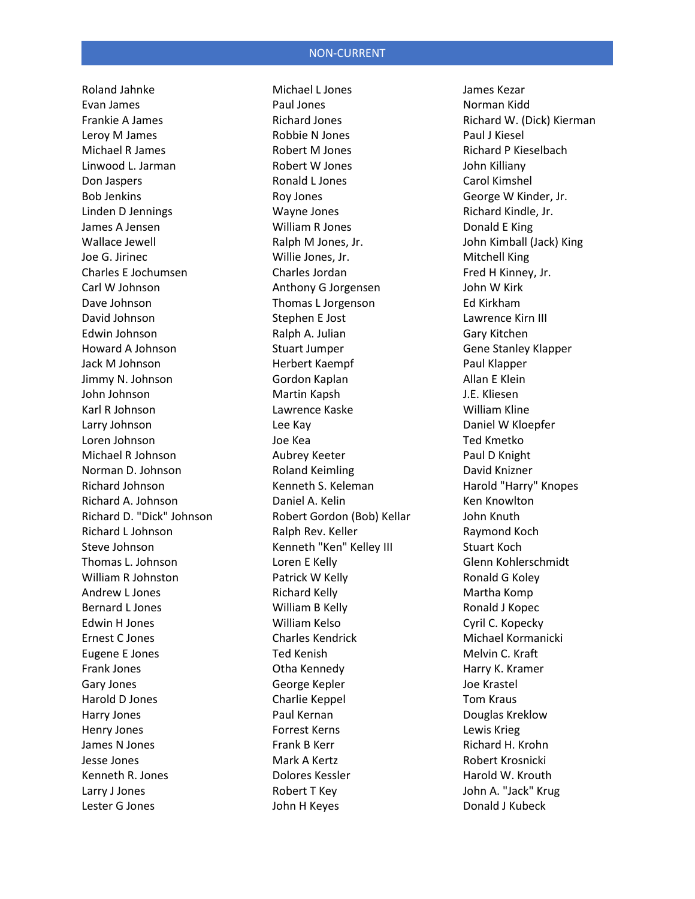## NON-CURRENT

Roland Jahnke
Evan James
Frankie A James
Leroy M James
Michael R James
Linwood L. Jarman
Don Jaspers
Bob Jenkins
Linden D Jennings
James A Jensen
Wallace Jewell
Joe G. Jirinec
Charles E Jochumsen
Carl W Johnson
Dave Johnson
David Johnson
Edwin Johnson
Howard A Johnson
Jack M Johnson
Jimmy N. Johnson
John Johnson
Karl R Johnson
Larry Johnson
Loren Johnson
Michael R Johnson
Norman D. Johnson
Richard Johnson
Richard A. Johnson
Richard D. "Dick" Johnson
Richard L Johnson
Steve Johnson
Thomas L. Johnson
William R Johnston
Andrew L Jones
Bernard L Jones
Edwin H Jones
Ernest C Jones
Eugene E Jones
Frank Jones
Gary Jones
Harold D Jones
Harry Jones
Henry Jones
James N Jones
Jesse Jones
Kenneth R. Jones
Larry J Jones
Lester G Jones
Michael L Jones
Paul Jones
Richard Jones
Robbie N Jones
Robert M Jones
Robert W Jones
Ronald L Jones
Roy Jones
Wayne Jones
William R Jones
Ralph M Jones, Jr.
Willie Jones, Jr.
Charles Jordan
Anthony G Jorgensen
Thomas L Jorgenson
Stephen E Jost
Ralph A. Julian
Stuart Jumper
Herbert Kaempf
Gordon Kaplan
Martin Kapsh
Lawrence Kaske
Lee Kay
Joe Kea
Aubrey Keeter
Roland Keimling
Kenneth S. Keleman
Daniel A. Kelin
Robert Gordon (Bob) Kellar
Ralph Rev. Keller
Kenneth "Ken" Kelley III
Loren E Kelly
Patrick W Kelly
Richard Kelly
William B Kelly
William Kelso
Charles Kendrick
Ted Kenish
Otha Kennedy
George Kepler
Charlie Keppel
Paul Kernan
Forrest Kerns
Frank B Kerr
Mark A Kertz
Dolores Kessler
Robert T Key
John H Keyes
James Kezar
Norman Kidd
Richard W. (Dick) Kierman
Paul J Kiesel
Richard P Kieselbach
John Killiany
Carol Kimshel
George W Kinder, Jr.
Richard Kindle, Jr.
Donald E King
John Kimball (Jack) King
Mitchell King
Fred H Kinney, Jr.
John W Kirk
Ed Kirkham
Lawrence Kirn III
Gary Kitchen
Gene Stanley Klapper
Paul Klapper
Allan E Klein
J.E. Kliesen
William Kline
Daniel W Kloepfer
Ted Kmetko
Paul D Knight
David Knizner
Harold "Harry" Knopes
Ken Knowlton
John Knuth
Raymond Koch
Stuart Koch
Glenn Kohlerschmidt
Ronald G Koley
Martha Komp
Ronald J Kopec
Cyril C. Kopecky
Michael Kormanicki
Melvin C. Kraft
Harry K. Kramer
Joe Krastel
Tom Kraus
Douglas Kreklow
Lewis Krieg
Richard H. Krohn
Robert Krosnicki
Harold W. Krouth
John A. "Jack" Krug
Donald J Kubeck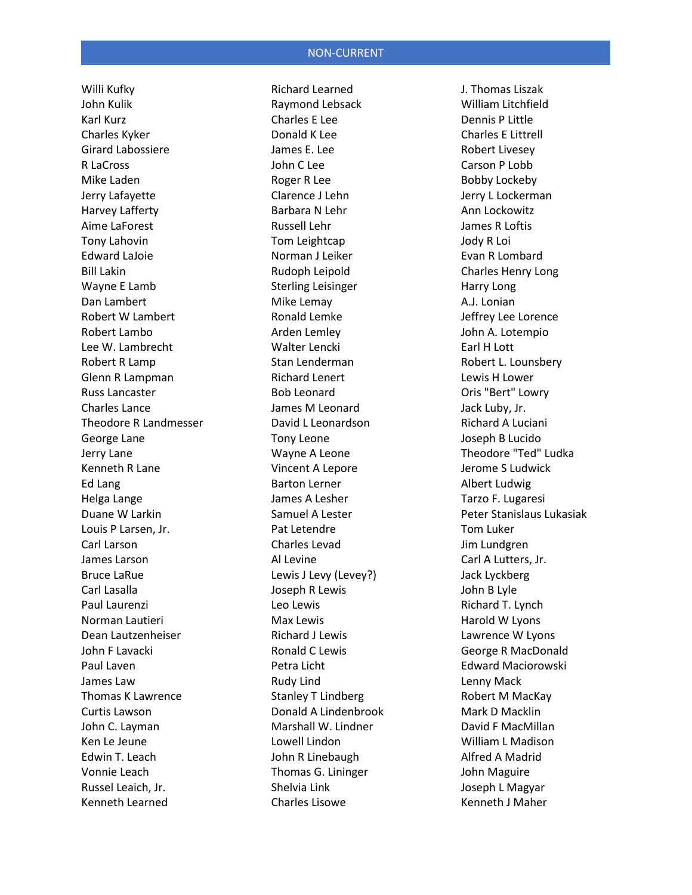## NON-CURRENT

Willi Kufky
John Kulik
Karl Kurz
Charles Kyker
Girard Labossiere
R LaCross
Mike Laden
Jerry Lafayette
Harvey Lafferty
Aime LaForest
Tony Lahovin
Edward LaJoie
Bill Lakin
Wayne E Lamb
Dan Lambert
Robert W Lambert
Robert Lambo
Lee W. Lambrecht
Robert R Lamp
Glenn R Lampman
Russ Lancaster
Charles Lance
Theodore R Landmesser
George Lane
Jerry Lane
Kenneth R Lane
Ed Lang
Helga Lange
Duane W Larkin
Louis P Larsen, Jr.
Carl Larson
James Larson
Bruce LaRue
Carl Lasalla
Paul Laurenzi
Norman Lautieri
Dean Lautzenheiser
John F Lavacki
Paul Laven
James Law
Thomas K Lawrence
Curtis Lawson
John C. Layman
Ken Le Jeune
Edwin T. Leach
Vonnie Leach
Russel Leaich, Jr.
Kenneth Learned
Richard Learned
Raymond Lebsack
Charles E Lee
Donald K Lee
James E. Lee
John C Lee
Roger R Lee
Clarence J Lehn
Barbara N Lehr
Russell Lehr
Tom Leightcap
Norman J Leiker
Rudoph Leipold
Sterling Leisinger
Mike Lemay
Ronald Lemke
Arden Lemley
Walter Lencki
Stan Lenderman
Richard Lenert
Bob Leonard
James M Leonard
David L Leonardson
Tony Leone
Wayne A Leone
Vincent A Lepore
Barton Lerner
James A Lesher
Samuel A Lester
Pat Letendre
Charles Levad
Al Levine
Lewis J Levy (Levey?)
Joseph R Lewis
Leo Lewis
Max Lewis
Richard J Lewis
Ronald C Lewis
Petra Licht
Rudy Lind
Stanley T Lindberg
Donald A Lindenbrook
Marshall W. Lindner
Lowell Lindon
John R Linebaugh
Thomas G. Lininger
Shelvia Link
Charles Lisowe
J. Thomas Liszak
William Litchfield
Dennis P Little
Charles E Littrell
Robert Livesey
Carson P Lobb
Bobby Lockeby
Jerry L Lockerman
Ann Lockowitz
James R Loftis
Jody R Loi
Evan R Lombard
Charles Henry Long
Harry Long
A.J. Lonian
Jeffrey Lee Lorence
John A. Lotempio
Earl H Lott
Robert L. Lounsbery
Lewis H Lower
Oris "Bert" Lowry
Jack Luby, Jr.
Richard A Luciani
Joseph B Lucido
Theodore "Ted" Ludka
Jerome S Ludwick
Albert Ludwig
Tarzo F. Lugaresi
Peter Stanislaus Lukasiak
Tom Luker
Jim Lundgren
Carl A Lutters, Jr.
Jack Lyckberg
John B Lyle
Richard T. Lynch
Harold W Lyons
Lawrence W Lyons
George R MacDonald
Edward Maciorowski
Lenny Mack
Robert M MacKay
Mark D Macklin
David F MacMillan
William L Madison
Alfred A Madrid
John Maguire
Joseph L Magyar
Kenneth J Maher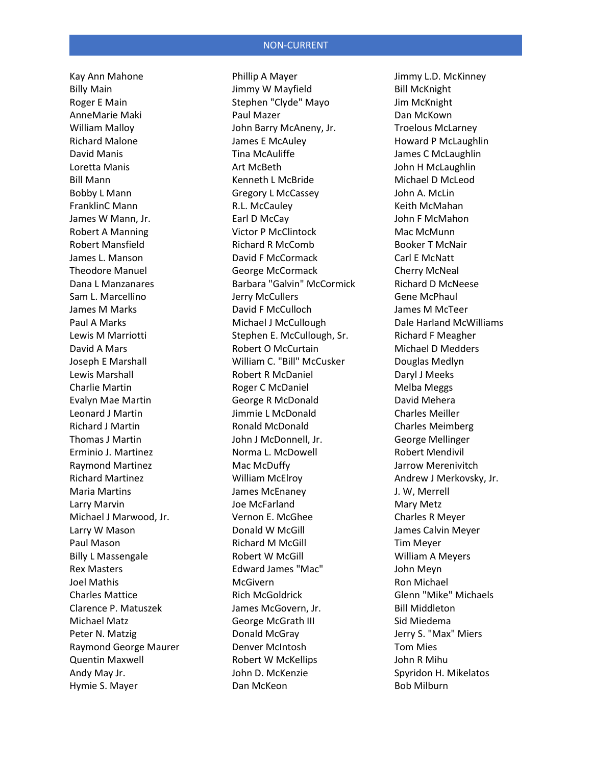## NON-CURRENT

Kay Ann Mahone
Billy Main
Roger E Main
AnneMarie Maki
William Malloy
Richard Malone
David Manis
Loretta Manis
Bill Mann
Bobby L Mann
FranklinC Mann
James W Mann, Jr.
Robert A Manning
Robert Mansfield
James L. Manson
Theodore Manuel
Dana L Manzanares
Sam L. Marcellino
James M Marks
Paul A Marks
Lewis M Marriotti
David A Mars
Joseph E Marshall
Lewis Marshall
Charlie Martin
Evalyn Mae Martin
Leonard J Martin
Richard J Martin
Thomas J Martin
Erminio J. Martinez
Raymond Martinez
Richard Martinez
Maria Martins
Larry Marvin
Michael J Marwood, Jr.
Larry W Mason
Paul Mason
Billy L Massengale
Rex Masters
Joel Mathis
Charles Mattice
Clarence P. Matuszek
Michael Matz
Peter N. Matzig
Raymond George Maurer
Quentin Maxwell
Andy May Jr.
Hymie S. Mayer

Phillip A Mayer
Jimmy W Mayfield
Stephen "Clyde" Mayo
Paul Mazer
John Barry McAneny, Jr.
James E McAuley
Tina McAuliffe
Art McBeth
Kenneth L McBride
Gregory L McCassey
R.L. McCauley
Earl D McCay
Victor P McClintock
Richard R McComb
David F McCormack
George McCormack
Barbara "Galvin" McCormick
Jerry McCullers
David F McCulloch
Michael J McCullough
Stephen E. McCullough, Sr.
Robert O McCurtain
William C. "Bill" McCusker
Robert R McDaniel
Roger C McDaniel
George R McDonald
Jimmie L McDonald
Ronald McDonald
John J McDonnell, Jr.
Norma L. McDowell
Mac McDuffy
William McElroy
James McEnaney
Joe McFarland
Vernon E. McGhee
Donald W McGill
Richard M McGill
Robert W McGill
Edward James "Mac" McGivern
Rich McGoldrick
James McGovern, Jr.
George McGrath III
Donald McGray
Denver McIntosh
Robert W McKellips
John D. McKenzie
Dan McKeon

Jimmy L.D. McKinney
Bill McKnight
Jim McKnight
Dan McKown
Troelous McLarney
Howard P McLaughlin
James C McLaughlin
John H McLaughlin
Michael D McLeod
John A. McLin
Keith McMahan
John F McMahon
Mac McMunn
Booker T McNair
Carl E McNatt
Cherry McNeal
Richard D McNeese
Gene McPhaul
James M McTeer
Dale Harland McWilliams
Richard F Meagher
Michael D Medders
Douglas Medlyn
Daryl J Meeks
Melba Meggs
David Mehera
Charles Meiller
Charles Meimberg
George Mellinger
Robert Mendivil
Jarrow Merenivitch
Andrew J Merkovsky, Jr.
J. W, Merrell
Mary Metz
Charles R Meyer
James Calvin Meyer
Tim Meyer
William A Meyers
John Meyn
Ron Michael
Glenn "Mike" Michaels
Bill Middleton
Sid Miedema
Jerry S. "Max" Miers
Tom Mies
John R Mihu
Spyridon H. Mikelatos
Bob Milburn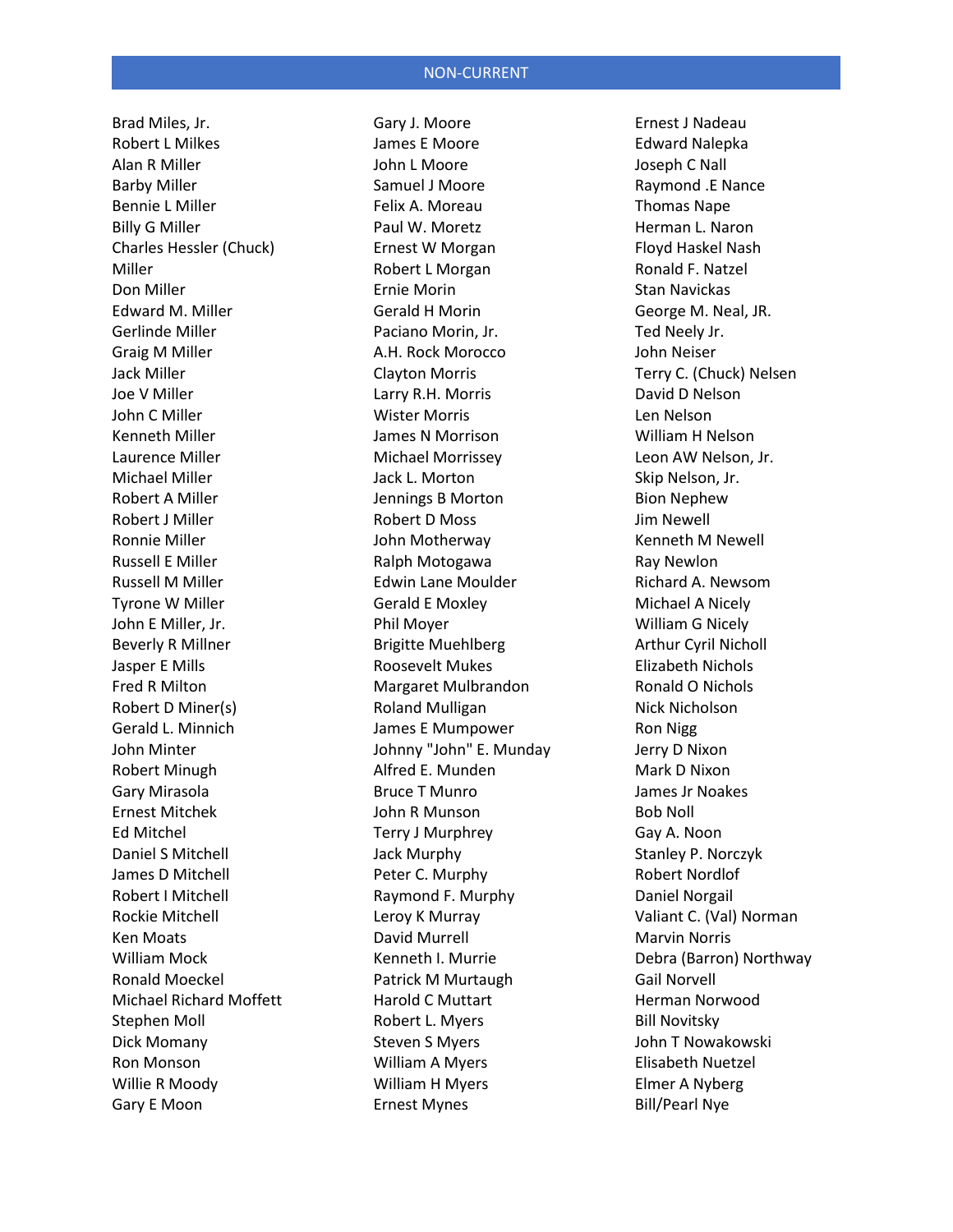## NON-CURRENT

Brad Miles, Jr.
Robert L Milkes
Alan R Miller
Barby Miller
Bennie L Miller
Billy G Miller
Charles Hessler (Chuck) Miller
Don Miller
Edward M. Miller
Gerlinde Miller
Graig M Miller
Jack Miller
Joe V Miller
John C Miller
Kenneth Miller
Laurence Miller
Michael Miller
Robert A Miller
Robert J Miller
Ronnie Miller
Russell E Miller
Russell M Miller
Tyrone W Miller
John E Miller, Jr.
Beverly R Millner
Jasper E Mills
Fred R Milton
Robert D Miner(s)
Gerald L. Minnich
John Minter
Robert Minugh
Gary Mirasola
Ernest Mitchek
Ed Mitchel
Daniel S Mitchell
James D Mitchell
Robert I Mitchell
Rockie Mitchell
Ken Moats
William Mock
Ronald Moeckel
Michael Richard Moffett
Stephen Moll
Dick Momany
Ron Monson
Willie R Moody
Gary E Moon

Gary J. Moore
James E Moore
John L Moore
Samuel J Moore
Felix A. Moreau
Paul W. Moretz
Ernest W Morgan
Robert L Morgan
Ernie Morin
Gerald H Morin
Paciano Morin, Jr.
A.H. Rock Morocco
Clayton Morris
Larry R.H. Morris
Wister Morris
James N Morrison
Michael Morrissey
Jack L. Morton
Jennings B Morton
Robert D Moss
John Motherway
Ralph Motogawa
Edwin Lane Moulder
Gerald E Moxley
Phil Moyer
Brigitte Muehlberg
Roosevelt Mukes
Margaret Mulbrandon
Roland Mulligan
James E Mumpower
Johnny "John" E. Munday
Alfred E. Munden
Bruce T Munro
John R Munson
Terry J Murphrey
Jack Murphy
Peter C. Murphy
Raymond F. Murphy
Leroy K Murray
David Murrell
Kenneth I. Murrie
Patrick M Murtaugh
Harold C Muttart
Robert L. Myers
Steven S Myers
William A Myers
William H Myers
Ernest Mynes

Ernest J Nadeau
Edward Nalepka
Joseph C Nall
Raymond .E Nance
Thomas Nape
Herman L. Naron
Floyd Haskel Nash
Ronald F. Natzel
Stan Navickas
George M. Neal, JR.
Ted Neely Jr.
John Neiser
Terry C. (Chuck) Nelsen
David D Nelson
Len Nelson
William H Nelson
Leon AW Nelson, Jr.
Skip Nelson, Jr.
Bion Nephew
Jim Newell
Kenneth M Newell
Ray Newlon
Richard A. Newsom
Michael A Nicely
William G Nicely
Arthur Cyril Nicholl
Elizabeth Nichols
Ronald O Nichols
Nick Nicholson
Ron Nigg
Jerry D Nixon
Mark D Nixon
James Jr Noakes
Bob Noll
Gay A. Noon
Stanley P. Norczyk
Robert Nordlof
Daniel Norgail
Valiant C. (Val) Norman
Marvin Norris
Debra (Barron) Northway
Gail Norvell
Herman Norwood
Bill Novitsky
John T Nowakowski
Elisabeth Nuetzel
Elmer A Nyberg
Bill/Pearl Nye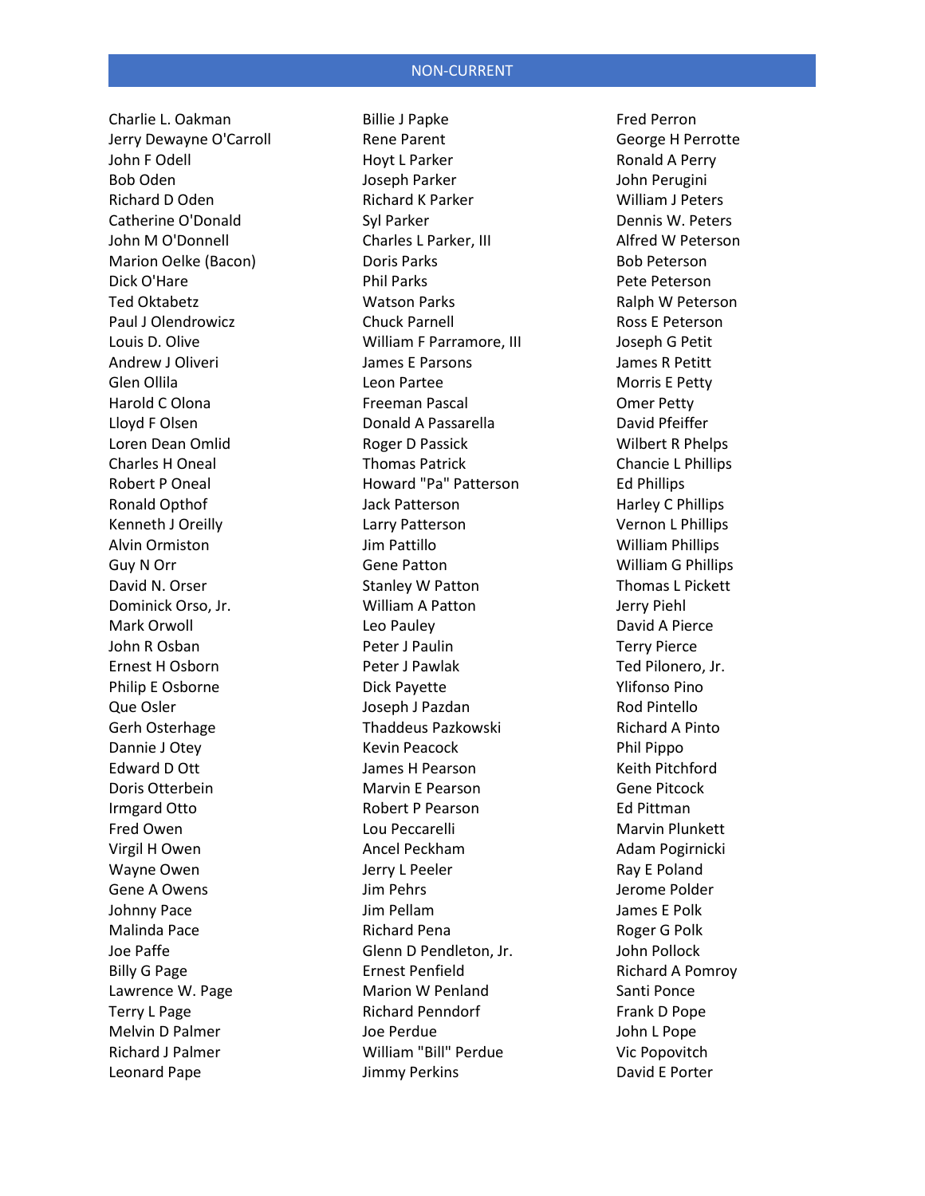## NON-CURRENT

Charlie L. Oakman
Jerry Dewayne O'Carroll
John F Odell
Bob Oden
Richard D Oden
Catherine O'Donald
John M O'Donnell
Marion Oelke (Bacon)
Dick O'Hare
Ted Oktabetz
Paul J Olendrowicz
Louis D. Olive
Andrew J Oliveri
Glen Ollila
Harold C Olona
Lloyd F Olsen
Loren Dean Omlid
Charles H Oneal
Robert P Oneal
Ronald Opthof
Kenneth J Oreilly
Alvin Ormiston
Guy N Orr
David N. Orser
Dominick Orso, Jr.
Mark Orwoll
John R Osban
Ernest H Osborn
Philip E Osborne
Que Osler
Gerh Osterhage
Dannie J Otey
Edward D Ott
Doris Otterbein
Irmgard Otto
Fred Owen
Virgil H Owen
Wayne Owen
Gene A Owens
Johnny Pace
Malinda Pace
Joe Paffe
Billy G Page
Lawrence W. Page
Terry L Page
Melvin D Palmer
Richard J Palmer
Leonard Pape
Billie J Papke
Rene Parent
Hoyt L Parker
Joseph Parker
Richard K Parker
Syl Parker
Charles L Parker, III
Doris Parks
Phil Parks
Watson Parks
Chuck Parnell
William F Parramore, III
James E Parsons
Leon Partee
Freeman Pascal
Donald A Passarella
Roger D Passick
Thomas Patrick
Howard "Pa" Patterson
Jack Patterson
Larry Patterson
Jim Pattillo
Gene Patton
Stanley W Patton
William A Patton
Leo Pauley
Peter J Paulin
Peter J Pawlak
Dick Payette
Joseph J Pazdan
Thaddeus Pazkowski
Kevin Peacock
James H Pearson
Marvin E Pearson
Robert P Pearson
Lou Peccarelli
Ancel Peckham
Jerry L Peeler
Jim Pehrs
Jim Pellam
Richard Pena
Glenn D Pendleton, Jr.
Ernest Penfield
Marion W Penland
Richard Penndorf
Joe Perdue
William "Bill" Perdue
Jimmy Perkins
Fred Perron
George H Perrotte
Ronald A Perry
John Perugini
William J Peters
Dennis W. Peters
Alfred W Peterson
Bob Peterson
Pete Peterson
Ralph W Peterson
Ross E Peterson
Joseph G Petit
James R Petitt
Morris E Petty
Omer Petty
David Pfeiffer
Wilbert R Phelps
Chancie L Phillips
Ed Phillips
Harley C Phillips
Vernon L Phillips
William Phillips
William G Phillips
Thomas L Pickett
Jerry Piehl
David A Pierce
Terry Pierce
Ted Pilonero, Jr.
Ylifonso Pino
Rod Pintello
Richard A Pinto
Phil Pippo
Keith Pitchford
Gene Pitcock
Ed Pittman
Marvin Plunkett
Adam Pogirnicki
Ray E Poland
Jerome Polder
James E Polk
Roger G Polk
John Pollock
Richard A Pomroy
Santi Ponce
Frank D Pope
John L Pope
Vic Popovitch
David E Porter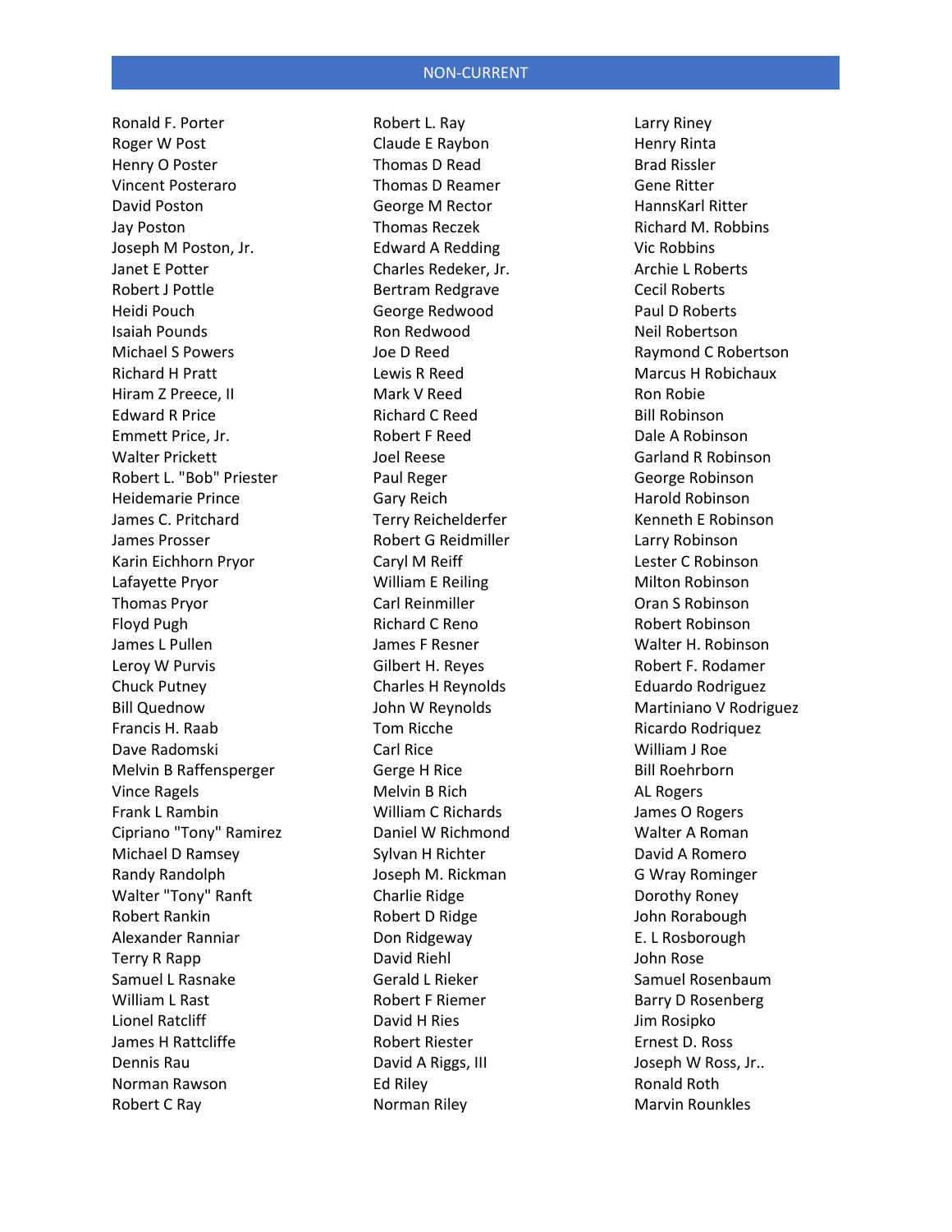## NON-CURRENT

Ronald F. Porter
Roger W Post
Henry O Poster
Vincent Posteraro
David Poston
Jay Poston
Joseph M Poston, Jr.
Janet E Potter
Robert J Pottle
Heidi Pouch
Isaiah Pounds
Michael S Powers
Richard H Pratt
Hiram Z Preece, II
Edward R Price
Emmett Price, Jr.
Walter Prickett
Robert L. "Bob" Priester
Heidemarie Prince
James C. Pritchard
James Prosser
Karin Eichhorn Pryor
Lafayette Pryor
Thomas Pryor
Floyd Pugh
James L Pullen
Leroy W Purvis
Chuck Putney
Bill Quednow
Francis H. Raab
Dave Radomski
Melvin B Raffensperger
Vince Ragels
Frank L Rambin
Cipriano "Tony" Ramirez
Michael D Ramsey
Randy Randolph
Walter "Tony" Ranft
Robert Rankin
Alexander Ranniar
Terry R Rapp
Samuel L Rasnake
William L Rast
Lionel Ratcliff
James H Rattcliffe
Dennis Rau
Norman Rawson
Robert C Ray
Robert L. Ray
Claude E Raybon
Thomas D Read
Thomas D Reamer
George M Rector
Thomas Reczek
Edward A Redding
Charles Redeker, Jr.
Bertram Redgrave
George Redwood
Ron Redwood
Joe D Reed
Lewis R Reed
Mark V Reed
Richard C Reed
Robert F Reed
Joel Reese
Paul Reger
Gary Reich
Terry Reichelderfer
Robert G Reidmiller
Caryl M Reiff
William E Reiling
Carl Reinmiller
Richard C Reno
James F Resner
Gilbert H. Reyes
Charles H Reynolds
John W Reynolds
Tom Ricche
Carl Rice
Gerge H Rice
Melvin B Rich
William C Richards
Daniel W Richmond
Sylvan H Richter
Joseph M. Rickman
Charlie Ridge
Robert D Ridge
Don Ridgeway
David Riehl
Gerald L Rieker
Robert F Riemer
David H Ries
Robert Riester
David A Riggs, III
Ed Riley
Norman Riley
Larry Riney
Henry Rinta
Brad Rissler
Gene Ritter
HannsKarl Ritter
Richard M. Robbins
Vic Robbins
Archie L Roberts
Cecil Roberts
Paul D Roberts
Neil Robertson
Raymond C Robertson
Marcus H Robichaux
Ron Robie
Bill Robinson
Dale A Robinson
Garland R Robinson
George Robinson
Harold Robinson
Kenneth E Robinson
Larry Robinson
Lester C Robinson
Milton Robinson
Oran S Robinson
Robert Robinson
Walter H. Robinson
Robert F. Rodamer
Eduardo Rodriguez
Martiniano V Rodriguez
Ricardo Rodriquez
William J Roe
Bill Roehrborn
AL Rogers
James O Rogers
Walter A Roman
David A Romero
G Wray Rominger
Dorothy Roney
John Rorabough
E. L Rosborough
John Rose
Samuel Rosenbaum
Barry D Rosenberg
Jim Rosipko
Ernest D. Ross
Joseph W Ross, Jr..
Ronald Roth
Marvin Rounkles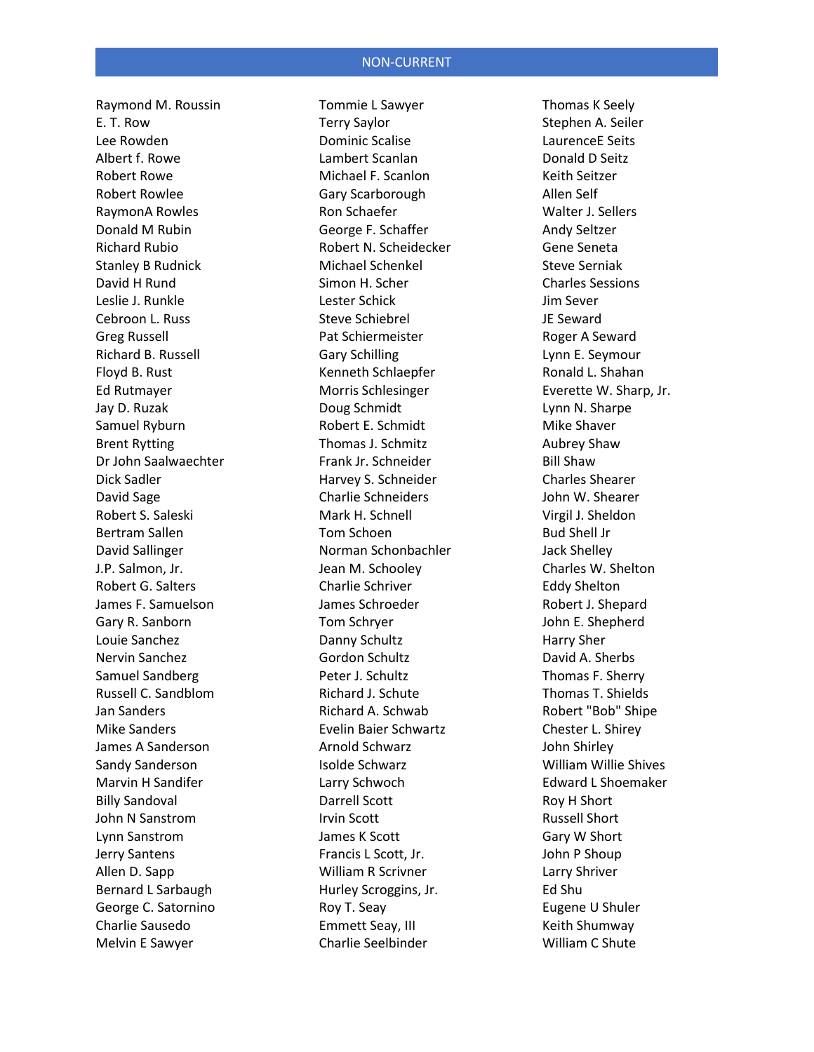## NON-CURRENT

Raymond M. Roussin
E. T. Row
Lee Rowden
Albert f. Rowe
Robert Rowe
Robert Rowlee
RaymonA Rowles
Donald M Rubin
Richard Rubio
Stanley B Rudnick
David H Rund
Leslie J. Runkle
Cebroon L. Russ
Greg Russell
Richard B. Russell
Floyd B. Rust
Ed Rutmayer
Jay D. Ruzak
Samuel Ryburn
Brent Rytting
Dr John Saalwaechter
Dick Sadler
David Sage
Robert S. Saleski
Bertram Sallen
David Sallinger
J.P. Salmon, Jr.
Robert G. Salters
James F. Samuelson
Gary R. Sanborn
Louie Sanchez
Nervin Sanchez
Samuel Sandberg
Russell C. Sandblom
Jan Sanders
Mike Sanders
James A Sanderson
Sandy Sanderson
Marvin H Sandifer
Billy Sandoval
John N Sanstrom
Lynn Sanstrom
Jerry Santens
Allen D. Sapp
Bernard L Sarbaugh
George C. Satornino
Charlie Sausedo
Melvin E Sawyer
Tommie L Sawyer
Terry Saylor
Dominic Scalise
Lambert Scanlan
Michael F. Scanlon
Gary Scarborough
Ron Schaefer
George F. Schaffer
Robert N. Scheidecker
Michael Schenkel
Simon H. Scher
Lester Schick
Steve Schiebrel
Pat Schiermeister
Gary Schilling
Kenneth Schlaepfer
Morris Schlesinger
Doug Schmidt
Robert E. Schmidt
Thomas J. Schmitz
Frank Jr. Schneider
Harvey S. Schneider
Charlie Schneiders
Mark H. Schnell
Tom Schoen
Norman Schonbachler
Jean M. Schooley
Charlie Schriver
James Schroeder
Tom Schryer
Danny Schultz
Gordon Schultz
Peter J. Schultz
Richard J. Schute
Richard A. Schwab
Evelin Baier Schwartz
Arnold Schwarz
Isolde Schwarz
Larry Schwoch
Darrell Scott
Irvin Scott
James K Scott
Francis L Scott, Jr.
William R Scrivner
Hurley Scroggins, Jr.
Roy T. Seay
Emmett Seay, III
Charlie Seelbinder
Thomas K Seely
Stephen A. Seiler
LaurenceE Seits
Donald D Seitz
Keith Seitzer
Allen Self
Walter J. Sellers
Andy Seltzer
Gene Seneta
Steve Serniak
Charles Sessions
Jim Sever
JE Seward
Roger A Seward
Lynn E. Seymour
Ronald L. Shahan
Everette W. Sharp, Jr.
Lynn N. Sharpe
Mike Shaver
Aubrey Shaw
Bill Shaw
Charles Shearer
John W. Shearer
Virgil J. Sheldon
Bud Shell Jr
Jack Shelley
Charles W. Shelton
Eddy Shelton
Robert J. Shepard
John E. Shepherd
Harry Sher
David A. Sherbs
Thomas F. Sherry
Thomas T. Shields
Robert "Bob" Shipe
Chester L. Shirey
John Shirley
William Willie Shives
Edward L Shoemaker
Roy H Short
Russell Short
Gary W Short
John P Shoup
Larry Shriver
Ed Shu
Eugene U Shuler
Keith Shumway
William C Shute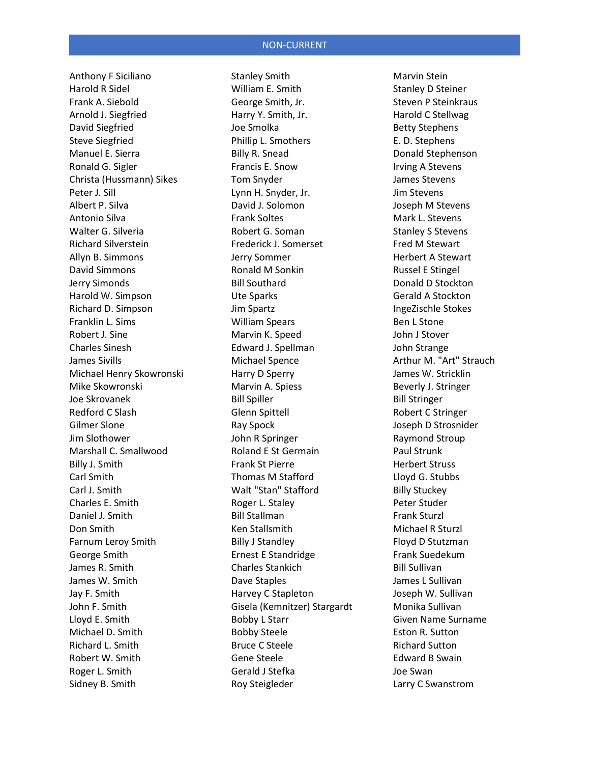## NON-CURRENT

Anthony F Siciliano
Harold R Sidel
Frank A. Siebold
Arnold J. Siegfried
David Siegfried
Steve Siegfried
Manuel E. Sierra
Ronald G. Sigler
Christa (Hussmann) Sikes
Peter J. Sill
Albert P. Silva
Antonio Silva
Walter G. Silveria
Richard Silverstein
Allyn B. Simmons
David Simmons
Jerry Simonds
Harold W. Simpson
Richard D. Simpson
Franklin L. Sims
Robert J. Sine
Charles Sinesh
James Sivills
Michael Henry Skowronski
Mike Skowronski
Joe Skrovanek
Redford C Slash
Gilmer Slone
Jim Slothower
Marshall C. Smallwood
Billy J. Smith
Carl Smith
Carl J. Smith
Charles E. Smith
Daniel J. Smith
Don Smith
Farnum Leroy Smith
George Smith
James R. Smith
James W. Smith
Jay F. Smith
John F. Smith
Lloyd E. Smith
Michael D. Smith
Richard L. Smith
Robert W. Smith
Roger L. Smith
Sidney B. Smith
Stanley Smith
William E. Smith
George Smith, Jr.
Harry Y. Smith, Jr.
Joe Smolka
Phillip L. Smothers
Billy R. Snead
Francis E. Snow
Tom Snyder
Lynn H. Snyder, Jr.
David J. Solomon
Frank Soltes
Robert G. Soman
Frederick J. Somerset
Jerry Sommer
Ronald M Sonkin
Bill Southard
Ute Sparks
Jim Spartz
William Spears
Marvin K. Speed
Edward J. Spellman
Michael Spence
Harry D Sperry
Marvin A. Spiess
Bill Spiller
Glenn Spittell
Ray Spock
John R Springer
Roland E St Germain
Frank St Pierre
Thomas M Stafford
Walt "Stan" Stafford
Roger L. Staley
Bill Stallman
Ken Stallsmith
Billy J Standley
Ernest E Standridge
Charles Stankich
Dave Staples
Harvey C Stapleton
Gisela (Kemnitzer) Stargardt
Bobby L Starr
Bobby Steele
Bruce C Steele
Gene Steele
Gerald J Stefka
Roy Steigleder
Marvin Stein
Stanley D Steiner
Steven P Steinkraus
Harold C Stellwag
Betty Stephens
E. D. Stephens
Donald Stephenson
Irving A Stevens
James Stevens
Jim Stevens
Joseph M Stevens
Mark L. Stevens
Stanley S Stevens
Fred M Stewart
Herbert A Stewart
Russel E Stingel
Donald D Stockton
Gerald A Stockton
IngeZischle Stokes
Ben L Stone
John J Stover
John Strange
Arthur M. "Art" Strauch
James W. Stricklin
Beverly J. Stringer
Bill Stringer
Robert C Stringer
Joseph D Strosnider
Raymond Stroup
Paul Strunk
Herbert Struss
Lloyd G. Stubbs
Billy Stuckey
Peter Studer
Frank Sturzl
Michael R Sturzl
Floyd D Stutzman
Frank Suedekum
Bill Sullivan
James L Sullivan
Joseph W. Sullivan
Monika Sullivan
Given Name Surname
Eston R. Sutton
Richard Sutton
Edward B Swain
Joe Swan
Larry C Swanstrom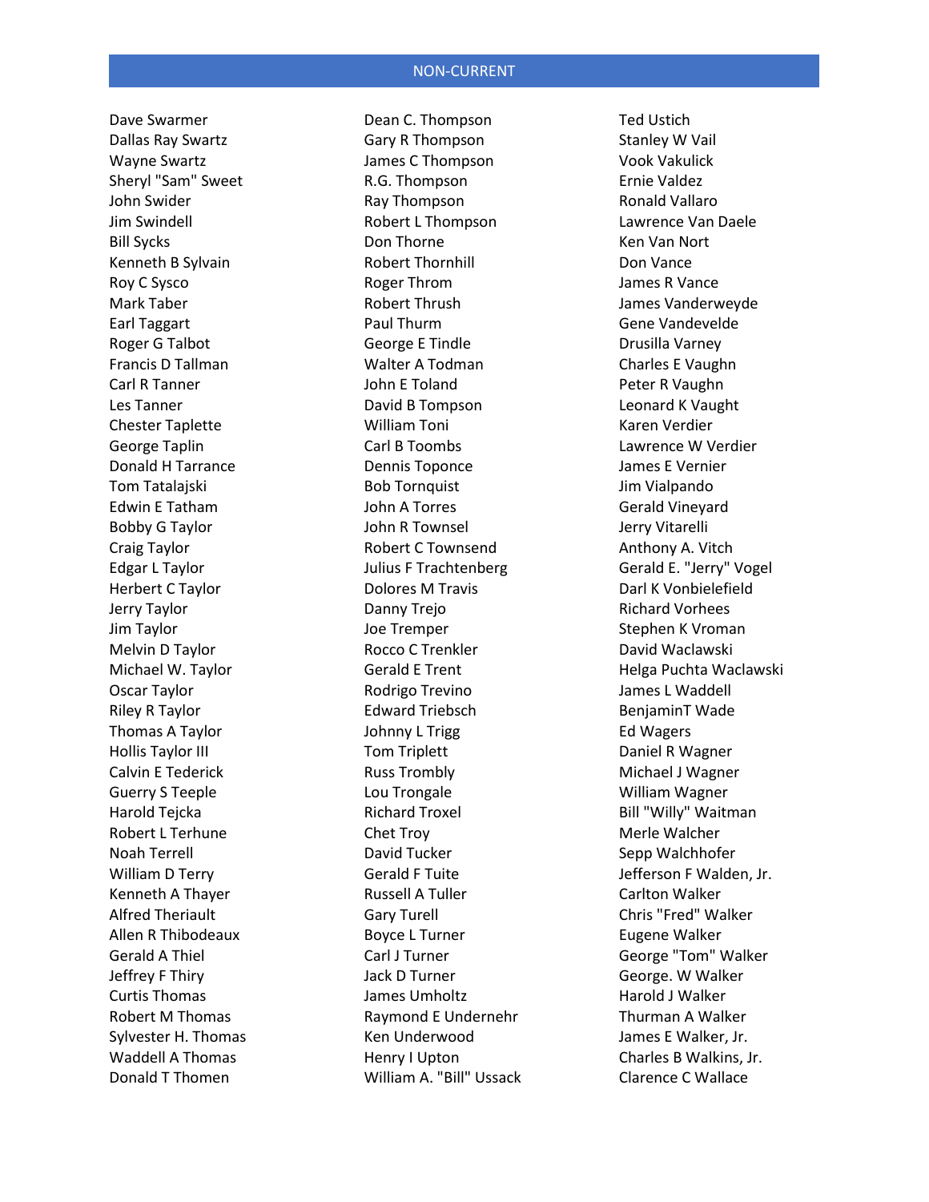## NON-CURRENT

Dave Swarmer
Dallas Ray Swartz
Wayne Swartz
Sheryl "Sam" Sweet
John Swider
Jim Swindell
Bill Sycks
Kenneth B Sylvain
Roy C Sysco
Mark Taber
Earl Taggart
Roger G Talbot
Francis D Tallman
Carl R Tanner
Les Tanner
Chester Taplette
George Taplin
Donald H Tarrance
Tom Tatalajski
Edwin E Tatham
Bobby G Taylor
Craig Taylor
Edgar L Taylor
Herbert C Taylor
Jerry Taylor
Jim Taylor
Melvin D Taylor
Michael W. Taylor
Oscar Taylor
Riley R Taylor
Thomas A Taylor
Hollis Taylor III
Calvin E Tederick
Guerry S Teeple
Harold Tejcka
Robert L Terhune
Noah Terrell
William D Terry
Kenneth A Thayer
Alfred Theriault
Allen R Thibodeaux
Gerald A Thiel
Jeffrey F Thiry
Curtis Thomas
Robert M Thomas
Sylvester H. Thomas
Waddell A Thomas
Donald T Thomen

Dean C. Thompson
Gary R Thompson
James C Thompson
R.G. Thompson
Ray Thompson
Robert L Thompson
Don Thorne
Robert Thornhill
Roger Throm
Robert Thrush
Paul Thurm
George E Tindle
Walter A Todman
John E Toland
David B Tompson
William Toni
Carl B Toombs
Dennis Toponce
Bob Tornquist
John A Torres
John R Townsel
Robert C Townsend
Julius F Trachtenberg
Dolores M Travis
Danny Trejo
Joe Tremper
Rocco C Trenkler
Gerald E Trent
Rodrigo Trevino
Edward Triebsch
Johnny L Trigg
Tom Triplett
Russ Trombly
Lou Trongale
Richard Troxel
Chet Troy
David Tucker
Gerald F Tuite
Russell A Tuller
Gary Turell
Boyce L Turner
Carl J Turner
Jack D Turner
James Umholtz
Raymond E Undernehr
Ken Underwood
Henry I Upton
William A. "Bill" Ussack

Ted Ustich
Stanley W Vail
Vook Vakulick
Ernie Valdez
Ronald Vallaro
Lawrence Van Daele
Ken Van Nort
Don Vance
James R Vance
James Vanderweyde
Gene Vandevelde
Drusilla Varney
Charles E Vaughn
Peter R Vaughn
Leonard K Vaught
Karen Verdier
Lawrence W Verdier
James E Vernier
Jim Vialpando
Gerald Vineyard
Jerry Vitarelli
Anthony A. Vitch
Gerald E. "Jerry" Vogel
Darl K Vonbielefield
Richard Vorhees
Stephen K Vroman
David Waclawski
Helga Puchta Waclawski
James L Waddell
BenjaminT Wade
Ed Wagers
Daniel R Wagner
Michael J Wagner
William Wagner
Bill "Willy" Waitman
Merle Walcher
Sepp Walchhofer
Jefferson F Walden, Jr.
Carlton Walker
Chris "Fred" Walker
Eugene Walker
George "Tom" Walker
George. W Walker
Harold J Walker
Thurman A Walker
James E Walker, Jr.
Charles B Walkins, Jr.
Clarence C Wallace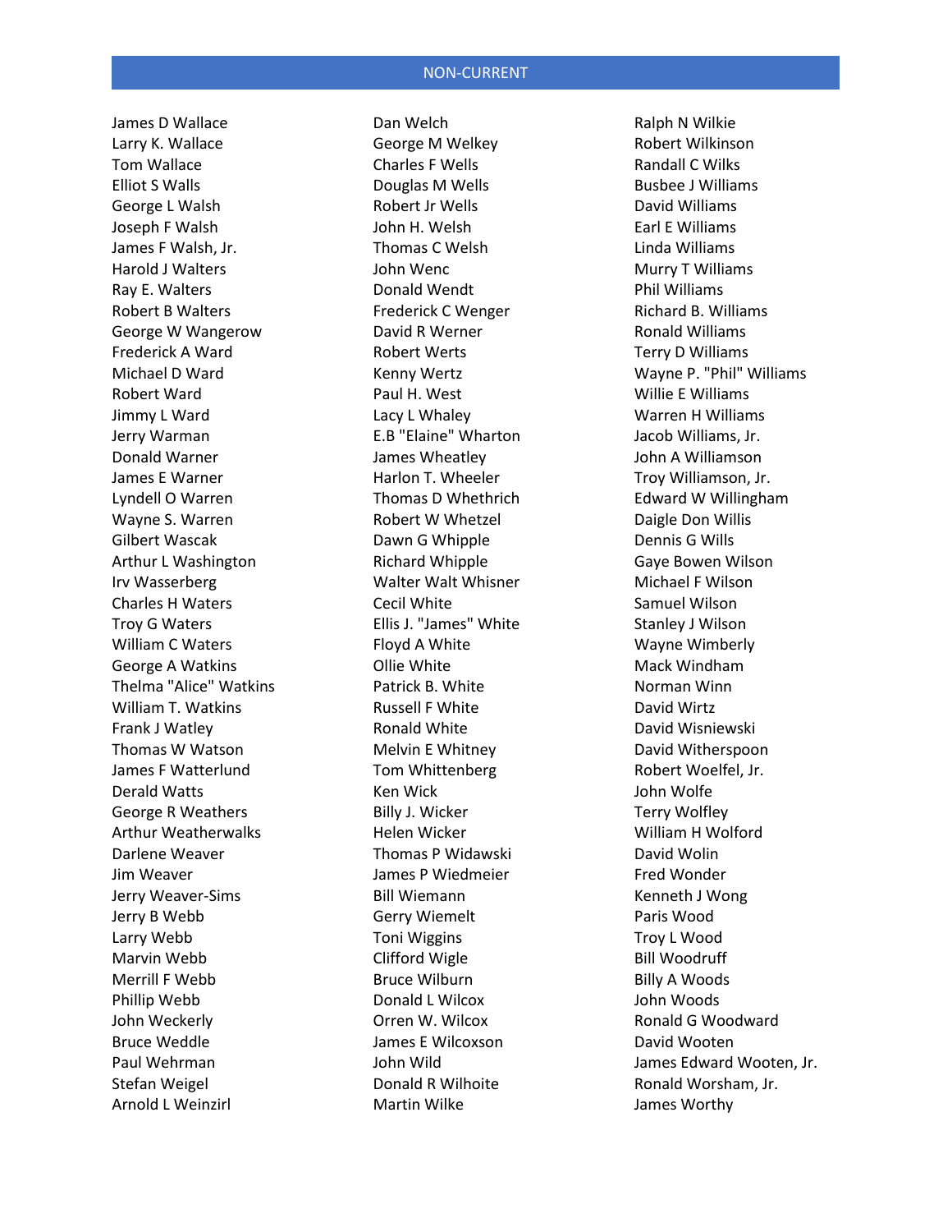## NON-CURRENT

James D Wallace
Larry K. Wallace
Tom Wallace
Elliot S Walls
George L Walsh
Joseph F Walsh
James F Walsh, Jr.
Harold J Walters
Ray E. Walters
Robert B Walters
George W Wangerow
Frederick A Ward
Michael D Ward
Robert Ward
Jimmy L Ward
Jerry Warman
Donald Warner
James E Warner
Lyndell O Warren
Wayne S. Warren
Gilbert Wascak
Arthur L Washington
Irv Wasserberg
Charles H Waters
Troy G Waters
William C Waters
George A Watkins
Thelma "Alice" Watkins
William T. Watkins
Frank J Watley
Thomas W Watson
James F Watterlund
Derald Watts
George R Weathers
Arthur Weatherwalks
Darlene Weaver
Jim Weaver
Jerry Weaver-Sims
Jerry B Webb
Larry Webb
Marvin Webb
Merrill F Webb
Phillip Webb
John Weckerly
Bruce Weddle
Paul Wehrman
Stefan Weigel
Arnold L Weinzirl
Dan Welch
George M Welkey
Charles F Wells
Douglas M Wells
Robert Jr Wells
John H. Welsh
Thomas C Welsh
John Wenc
Donald Wendt
Frederick C Wenger
David R Werner
Robert Werts
Kenny Wertz
Paul H. West
Lacy L Whaley
E.B "Elaine" Wharton
James Wheatley
Harlon T. Wheeler
Thomas D Whethrich
Robert W Whetzel
Dawn G Whipple
Richard Whipple
Walter Walt Whisner
Cecil White
Ellis J. "James" White
Floyd A White
Ollie White
Patrick B. White
Russell F White
Ronald White
Melvin E Whitney
Tom Whittenberg
Ken Wick
Billy J. Wicker
Helen Wicker
Thomas P Widawski
James P Wiedmeier
Bill Wiemann
Gerry Wiemelt
Toni Wiggins
Clifford Wigle
Bruce Wilburn
Donald L Wilcox
Orren W. Wilcox
James E Wilcoxson
John Wild
Donald R Wilhoite
Martin Wilke
Ralph N Wilkie
Robert Wilkinson
Randall C Wilks
Busbee J Williams
David Williams
Earl E Williams
Linda Williams
Murry T Williams
Phil Williams
Richard B. Williams
Ronald Williams
Terry D Williams
Wayne P. "Phil" Williams
Willie E Williams
Warren H Williams
Jacob Williams, Jr.
John A Williamson
Troy Williamson, Jr.
Edward W Willingham
Daigle Don Willis
Dennis G Wills
Gaye Bowen Wilson
Michael F Wilson
Samuel Wilson
Stanley J Wilson
Wayne Wimberly
Mack Windham
Norman Winn
David Wirtz
David Wisniewski
David Witherspoon
Robert Woelfel, Jr.
John Wolfe
Terry Wolfley
William H Wolford
David Wolin
Fred Wonder
Kenneth J Wong
Paris Wood
Troy L Wood
Bill Woodruff
Billy A Woods
John Woods
Ronald G Woodward
David Wooten
James Edward Wooten, Jr.
Ronald Worsham, Jr.
James Worthy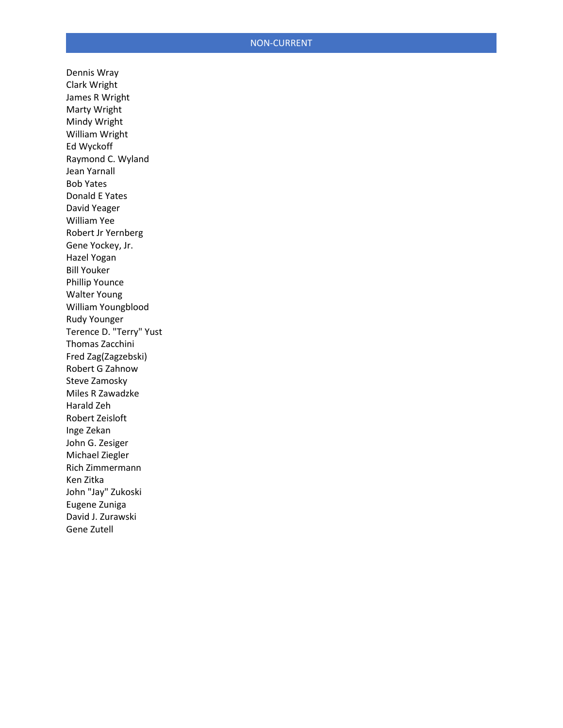## NON-CURRENT

Dennis Wray
Clark Wright
James R Wright
Marty Wright
Mindy Wright
William Wright
Ed Wyckoff
Raymond C. Wyland
Jean Yarnall
Bob Yates
Donald E Yates
David Yeager
William Yee
Robert Jr Yernberg
Gene Yockey, Jr.
Hazel Yogan
Bill Youker
Phillip Younce
Walter Young
William Youngblood
Rudy Younger
Terence D. "Terry" Yust
Thomas Zacchini
Fred Zag(Zagzebski)
Robert G Zahnow
Steve Zamosky
Miles R Zawadzke
Harald Zeh
Robert Zeisloft
Inge Zekan
John G. Zesiger
Michael Ziegler
Rich Zimmermann
Ken Zitka
John "Jay" Zukoski
Eugene Zuniga
David J. Zurawski
Gene Zutell